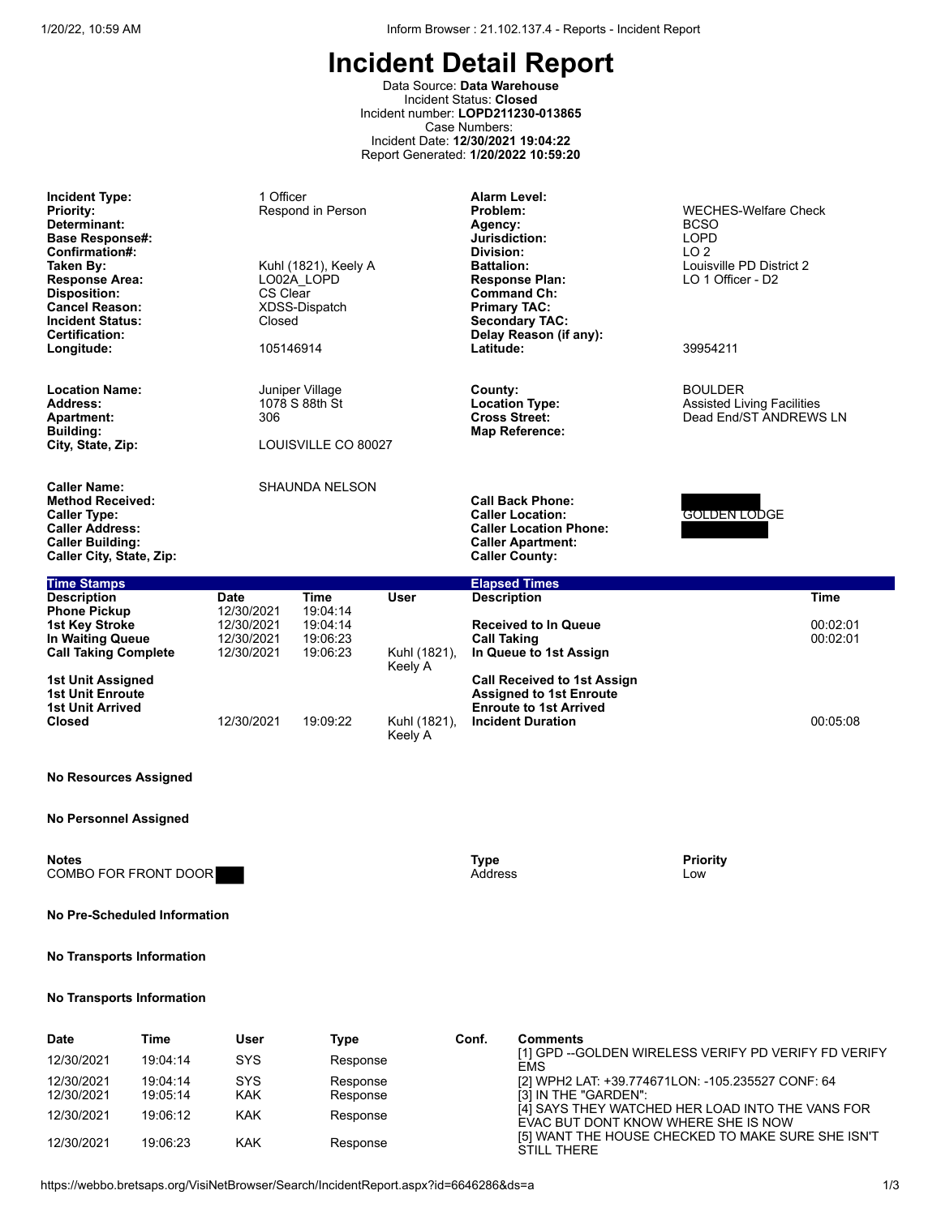# Incident Detail Report

Data Source: **Data Warehouse**
Incident Status: **Closed**
Incident number: **LOPD211230-013865**
Case Numbers:
Incident Date: **12/30/2021 19:04:22**
Report Generated: **1/20/2022 10:59:20**

| | | | |
|---|---|---|---|
| **Incident Type:** | 1 Officer | **Alarm Level:** | |
| **Priority:** | Respond in Person | **Problem:** | WECHES-Welfare Check |
| **Determinant:** | | **Agency:** | BCSO |
| **Base Response#:** | | **Jurisdiction:** | LOPD |
| **Confirmation#:** | | **Division:** | LO 2 |
| **Taken By:** | Kuhl (1821), Keely A | **Battalion:** | Louisville PD District 2 |
| **Response Area:** | LO02A_LOPD | **Response Plan:** | LO 1 Officer - D2 |
| **Disposition:** | CS Clear | **Command Ch:** | |
| **Cancel Reason:** | XDSS-Dispatch | **Primary TAC:** | |
| **Incident Status:** | Closed | **Secondary TAC:** | |
| **Certification:** | | **Delay Reason (if any):** | |
| **Longitude:** | 105146914 | **Latitude:** | 39954211 |

| | | | |
|---|---|---|---|
| **Location Name:** | Juniper Village | **County:** | BOULDER |
| **Address:** | 1078 S 88th St | **Location Type:** | Assisted Living Facilities |
| **Apartment:** | 306 | **Cross Street:** | Dead End/ST ANDREWS LN |
| **Building:** | | **Map Reference:** | |
| **City, State, Zip:** | LOUISVILLE CO 80027 | | |

| | | | |
|---|---|---|---|
| **Caller Name:** | SHAUNDA NELSON | | |
| **Method Received:** | | **Call Back Phone:** | [REDACTED] |
| **Caller Type:** | | **Caller Location:** | GOLDEN LODGE |
| **Caller Address:** | | **Caller Location Phone:** | [REDACTED] |
| **Caller Building:** | | **Caller Apartment:** | |
| **Caller City, State, Zip:** | | **Caller County:** | |

## Time Stamps / Elapsed Times

| Description | Date | Time | User | Description | Time |
|---|---|---|---|---|---|
| Phone Pickup | 12/30/2021 | 19:04:14 | | | |
| 1st Key Stroke | 12/30/2021 | 19:04:14 | | Received to In Queue | 00:02:01 |
| In Waiting Queue | 12/30/2021 | 19:06:23 | | Call Taking | 00:02:01 |
| Call Taking Complete | 12/30/2021 | 19:06:23 | Kuhl (1821), Keely A | In Queue to 1st Assign | |
| 1st Unit Assigned | | | | Call Received to 1st Assign | |
| 1st Unit Enroute | | | | Assigned to 1st Enroute | |
| 1st Unit Arrived | | | | Enroute to 1st Arrived | |
| Closed | 12/30/2021 | 19:09:22 | Kuhl (1821), Keely A | Incident Duration | 00:05:08 |

**No Resources Assigned**

**No Personnel Assigned**

| Notes | Type | Priority |
|---|---|---|
| COMBO FOR FRONT DOOR [REDACTED] | Address | Low |

**No Pre-Scheduled Information**

**No Transports Information**

**No Transports Information**

| Date | Time | User | Type | Conf. | Comments |
|---|---|---|---|---|---|
| 12/30/2021 | 19:04:14 | SYS | Response | | [1] GPD --GOLDEN WIRELESS VERIFY PD VERIFY FD VERIFY EMS |
| 12/30/2021 | 19:04:14 | SYS | Response | | [2] WPH2 LAT: +39.774671LON: -105.235527 CONF: 64 |
| 12/30/2021 | 19:05:14 | KAK | Response | | [3] IN THE "GARDEN": |
| 12/30/2021 | 19:06:12 | KAK | Response | | [4] SAYS THEY WATCHED HER LOAD INTO THE VANS FOR EVAC BUT DONT KNOW WHERE SHE IS NOW |
| 12/30/2021 | 19:06:23 | KAK | Response | | [5] WANT THE HOUSE CHECKED TO MAKE SURE SHE ISN'T STILL THERE |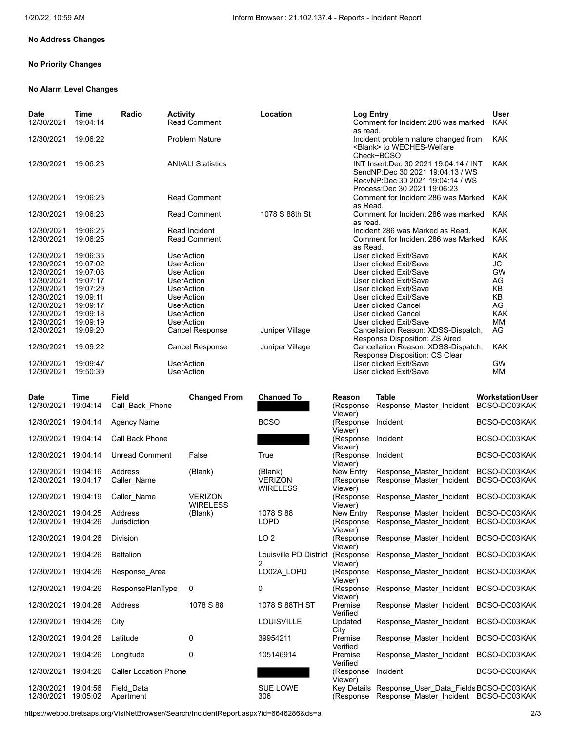**No Address Changes**

**No Priority Changes**

**No Alarm Level Changes**

| Date | Time | Radio | Activity | Location | Log Entry | User |
|---|---|---|---|---|---|---|
| 12/30/2021 | 19:04:14 | | Read Comment | | Comment for Incident 286 was marked as read. | KAK |
| 12/30/2021 | 19:06:22 | | Problem Nature | | Incident problem nature changed from <Blank> to WECHES-Welfare Check~BCSO | KAK |
| 12/30/2021 | 19:06:23 | | ANI/ALI Statistics | | INT Insert:Dec 30 2021 19:04:14 / INT SendNP:Dec 30 2021 19:04:13 / WS RecvNP:Dec 30 2021 19:04:14 / WS Process:Dec 30 2021 19:06:23 | KAK |
| 12/30/2021 | 19:06:23 | | Read Comment | | Comment for Incident 286 was Marked as Read. | KAK |
| 12/30/2021 | 19:06:23 | | Read Comment | 1078 S 88th St | Comment for Incident 286 was marked as read. | KAK |
| 12/30/2021 | 19:06:25 | | Read Incident | | Incident 286 was Marked as Read. | KAK |
| 12/30/2021 | 19:06:25 | | Read Comment | | Comment for Incident 286 was Marked as Read. | KAK |
| 12/30/2021 | 19:06:35 | | UserAction | | User clicked Exit/Save | KAK |
| 12/30/2021 | 19:07:02 | | UserAction | | User clicked Exit/Save | JC |
| 12/30/2021 | 19:07:03 | | UserAction | | User clicked Exit/Save | GW |
| 12/30/2021 | 19:07:17 | | UserAction | | User clicked Exit/Save | AG |
| 12/30/2021 | 19:07:29 | | UserAction | | User clicked Exit/Save | KB |
| 12/30/2021 | 19:09:11 | | UserAction | | User clicked Exit/Save | KB |
| 12/30/2021 | 19:09:17 | | UserAction | | User clicked Cancel | AG |
| 12/30/2021 | 19:09:18 | | UserAction | | User clicked Cancel | KAK |
| 12/30/2021 | 19:09:19 | | UserAction | | User clicked Exit/Save | MM |
| 12/30/2021 | 19:09:20 | | Cancel Response | Juniper Village | Cancellation Reason: XDSS-Dispatch, Response Disposition: ZS Aired | AG |
| 12/30/2021 | 19:09:22 | | Cancel Response | Juniper Village | Cancellation Reason: XDSS-Dispatch, Response Disposition: CS Clear | KAK |
| 12/30/2021 | 19:09:47 | | UserAction | | User clicked Exit/Save | GW |
| 12/30/2021 | 19:50:39 | | UserAction | | User clicked Exit/Save | MM |

| Date | Time | Field | Changed From | Changed To | Reason | Table | Workstation | User |
|---|---|---|---|---|---|---|---|---|
| 12/30/2021 | 19:04:14 | Call_Back_Phone | | [REDACTED] | (Response Viewer) | Response_Master_Incident | BCSO-DC03 | KAK |
| 12/30/2021 | 19:04:14 | Agency Name | | BCSO | (Response Viewer) | Incident | BCSO-DC03 | KAK |
| 12/30/2021 | 19:04:14 | Call Back Phone | | [REDACTED] | (Response Viewer) | Incident | BCSO-DC03 | KAK |
| 12/30/2021 | 19:04:14 | Unread Comment | False | True | (Response Viewer) | Incident | BCSO-DC03 | KAK |
| 12/30/2021 | 19:04:16 | Address | (Blank) | (Blank) | New Entry | Response_Master_Incident | BCSO-DC03 | KAK |
| 12/30/2021 | 19:04:17 | Caller_Name | | VERIZON WIRELESS | (Response Viewer) | Response_Master_Incident | BCSO-DC03 | KAK |
| 12/30/2021 | 19:04:19 | Caller_Name | VERIZON WIRELESS | | (Response Viewer) | Response_Master_Incident | BCSO-DC03 | KAK |
| 12/30/2021 | 19:04:25 | Address | (Blank) | 1078 S 88 | New Entry | Response_Master_Incident | BCSO-DC03 | KAK |
| 12/30/2021 | 19:04:26 | Jurisdiction | | LOPD | (Response Viewer) | Response_Master_Incident | BCSO-DC03 | KAK |
| 12/30/2021 | 19:04:26 | Division | | LO 2 | (Response Viewer) | Response_Master_Incident | BCSO-DC03 | KAK |
| 12/30/2021 | 19:04:26 | Battalion | | Louisville PD District 2 | (Response Viewer) | Response_Master_Incident | BCSO-DC03 | KAK |
| 12/30/2021 | 19:04:26 | Response_Area | | LO02A_LOPD | (Response Viewer) | Response_Master_Incident | BCSO-DC03 | KAK |
| 12/30/2021 | 19:04:26 | ResponsePlanType | 0 | 0 | (Response Viewer) | Response_Master_Incident | BCSO-DC03 | KAK |
| 12/30/2021 | 19:04:26 | Address | 1078 S 88 | 1078 S 88TH ST | Premise Verified | Response_Master_Incident | BCSO-DC03 | KAK |
| 12/30/2021 | 19:04:26 | City | | LOUISVILLE | Updated City | Response_Master_Incident | BCSO-DC03 | KAK |
| 12/30/2021 | 19:04:26 | Latitude | 0 | 39954211 | Premise Verified | Response_Master_Incident | BCSO-DC03 | KAK |
| 12/30/2021 | 19:04:26 | Longitude | 0 | 105146914 | Premise Verified | Response_Master_Incident | BCSO-DC03 | KAK |
| 12/30/2021 | 19:04:26 | Caller Location Phone | | [REDACTED] | (Response Viewer) | Incident | BCSO-DC03 | KAK |
| 12/30/2021 | 19:04:56 | Field_Data | | SUE LOWE | Key Details | Response_User_Data_Fields | BCSO-DC03 | KAK |
| 12/30/2021 | 19:05:02 | Apartment | | 306 | (Response | Response_Master_Incident | BCSO-DC03 | KAK |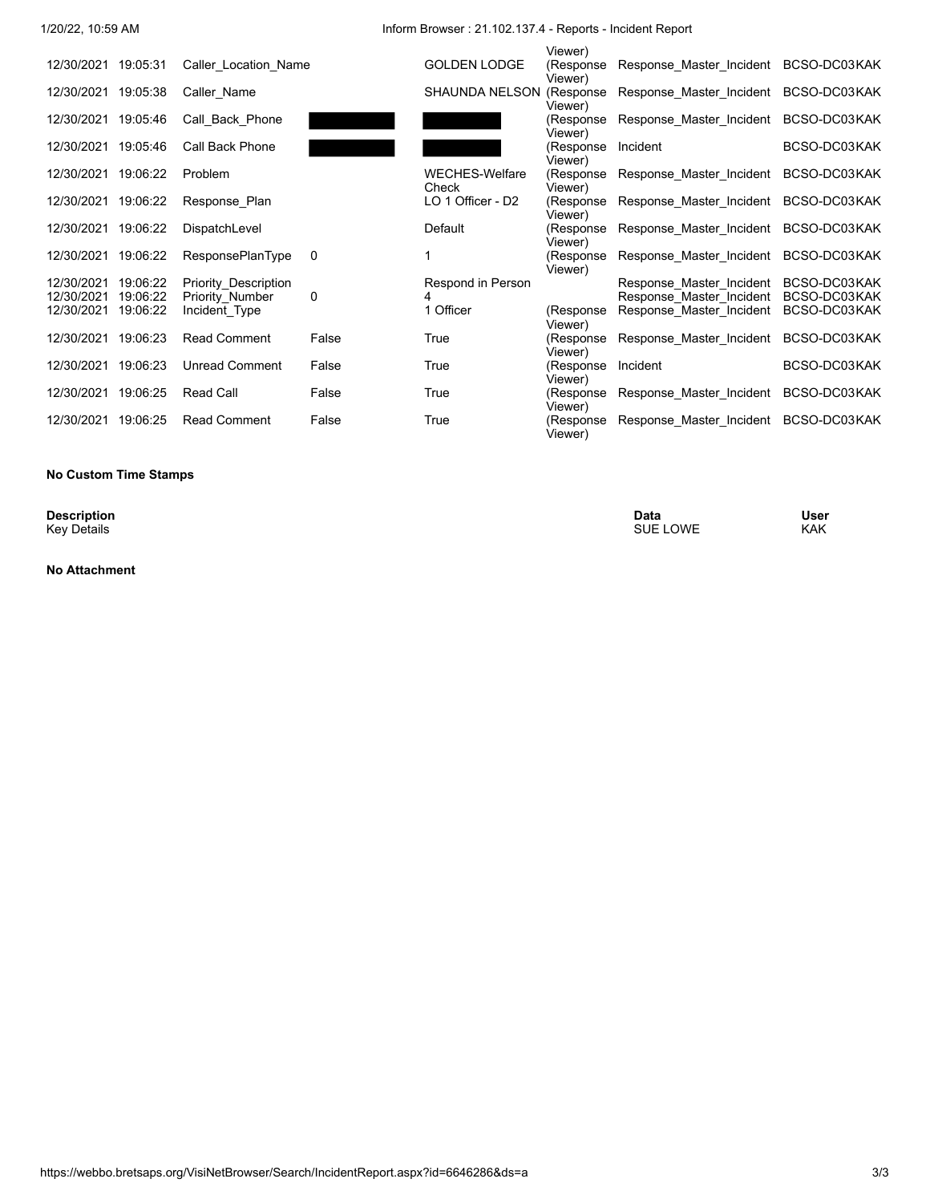| | | | | | | | |
|---|---|---|---|---|---|---|---|
| 12/30/2021 | 19:05:31 | Caller_Location_Name | | GOLDEN LODGE | (Response Viewer) | Response_Master_Incident | BCSO-DC03KAK |
| 12/30/2021 | 19:05:38 | Caller_Name | | SHAUNDA NELSON | (Response Viewer) | Response_Master_Incident | BCSO-DC03KAK |
| 12/30/2021 | 19:05:46 | Call_Back_Phone | [REDACTED] | [REDACTED] | (Response Viewer) | Response_Master_Incident | BCSO-DC03KAK |
| 12/30/2021 | 19:05:46 | Call Back Phone | [REDACTED] | [REDACTED] | (Response Viewer) | Incident | BCSO-DC03KAK |
| 12/30/2021 | 19:06:22 | Problem | | WECHES-Welfare Check | (Response Viewer) | Response_Master_Incident | BCSO-DC03KAK |
| 12/30/2021 | 19:06:22 | Response_Plan | | LO 1 Officer - D2 | (Response Viewer) | Response_Master_Incident | BCSO-DC03KAK |
| 12/30/2021 | 19:06:22 | DispatchLevel | | Default | (Response Viewer) | Response_Master_Incident | BCSO-DC03KAK |
| 12/30/2021 | 19:06:22 | ResponsePlanType | 0 | 1 | (Response Viewer) | Response_Master_Incident | BCSO-DC03KAK |
| 12/30/2021 | 19:06:22 | Priority_Description | | Respond in Person | | Response_Master_Incident | BCSO-DC03KAK |
| 12/30/2021 | 19:06:22 | Priority_Number | 0 | 4 | | Response_Master_Incident | BCSO-DC03KAK |
| 12/30/2021 | 19:06:22 | Incident_Type | | 1 Officer | (Response Viewer) | Response_Master_Incident | BCSO-DC03KAK |
| 12/30/2021 | 19:06:23 | Read Comment | False | True | (Response Viewer) | Response_Master_Incident | BCSO-DC03KAK |
| 12/30/2021 | 19:06:23 | Unread Comment | False | True | (Response Viewer) | Incident | BCSO-DC03KAK |
| 12/30/2021 | 19:06:25 | Read Call | False | True | (Response Viewer) | Response_Master_Incident | BCSO-DC03KAK |
| 12/30/2021 | 19:06:25 | Read Comment | False | True | (Response Viewer) | Response_Master_Incident | BCSO-DC03KAK |

**No Custom Time Stamps**

| **Description** | **Data** | **User** |
|---|---|---|
| Key Details | SUE LOWE | KAK |

**No Attachment**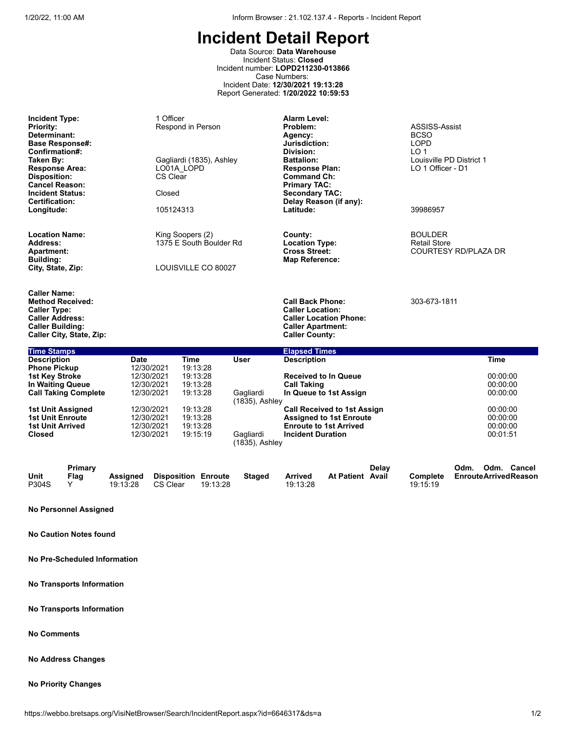# Incident Detail Report

Data Source: **Data Warehouse**
Incident Status: **Closed**
Incident number: **LOPD211230-013866**
Case Numbers:
Incident Date: **12/30/2021 19:13:28**
Report Generated: **1/20/2022 10:59:53**

| | | | |
|---|---|---|---|
| **Incident Type:** | 1 Officer | **Alarm Level:** | |
| **Priority:** | Respond in Person | **Problem:** | ASSISS-Assist |
| **Determinant:** | | **Agency:** | BCSO |
| **Base Response#:** | | **Jurisdiction:** | LOPD |
| **Confirmation#:** | | **Division:** | LO 1 |
| **Taken By:** | Gagliardi (1835), Ashley | **Battalion:** | Louisville PD District 1 |
| **Response Area:** | LO01A_LOPD | **Response Plan:** | LO 1 Officer - D1 |
| **Disposition:** | CS Clear | **Command Ch:** | |
| **Cancel Reason:** | | **Primary TAC:** | |
| **Incident Status:** | Closed | **Secondary TAC:** | |
| **Certification:** | | **Delay Reason (if any):** | |
| **Longitude:** | 105124313 | **Latitude:** | 39986957 |

| | | | |
|---|---|---|---|
| **Location Name:** | King Soopers (2) | **County:** | BOULDER |
| **Address:** | 1375 E South Boulder Rd | **Location Type:** | Retail Store |
| **Apartment:** | | **Cross Street:** | COURTESY RD/PLAZA DR |
| **Building:** | | **Map Reference:** | |
| **City, State, Zip:** | LOUISVILLE CO 80027 | | |

| | | | |
|---|---|---|---|
| **Caller Name:** | | | |
| **Method Received:** | | **Call Back Phone:** | 303-673-1811 |
| **Caller Type:** | | **Caller Location:** | |
| **Caller Address:** | | **Caller Location Phone:** | |
| **Caller Building:** | | **Caller Apartment:** | |
| **Caller City, State, Zip:** | | **Caller County:** | |

## Time Stamps

| Description | Date | Time | User |
|---|---|---|---|
| Phone Pickup | 12/30/2021 | 19:13:28 | |
| 1st Key Stroke | 12/30/2021 | 19:13:28 | |
| In Waiting Queue | 12/30/2021 | 19:13:28 | |
| Call Taking Complete | 12/30/2021 | 19:13:28 | Gagliardi (1835), Ashley |
| 1st Unit Assigned | 12/30/2021 | 19:13:28 | |
| 1st Unit Enroute | 12/30/2021 | 19:13:28 | |
| 1st Unit Arrived | 12/30/2021 | 19:13:28 | |
| Closed | 12/30/2021 | 19:15:19 | Gagliardi (1835), Ashley |

## Elapsed Times

| Description | Time |
|---|---|
| Received to In Queue | 00:00:00 |
| Call Taking | 00:00:00 |
| In Queue to 1st Assign | 00:00:00 |
| Call Received to 1st Assign | 00:00:00 |
| Assigned to 1st Enroute | 00:00:00 |
| Enroute to 1st Arrived | 00:00:00 |
| Incident Duration | 00:01:51 |

| Unit | Primary Flag | Assigned | Disposition | Enroute | Staged | Arrived | At Patient | Delay Avail | Complete | Odm. Enroute | Odm. Arrived | Cancel Reason |
|---|---|---|---|---|---|---|---|---|---|---|---|---|
| P304S | Y | 19:13:28 | CS Clear | 19:13:28 | | 19:13:28 | | | 19:15:19 | | | |

**No Personnel Assigned**

**No Caution Notes found**

**No Pre-Scheduled Information**

**No Transports Information**

**No Transports Information**

**No Comments**

**No Address Changes**

**No Priority Changes**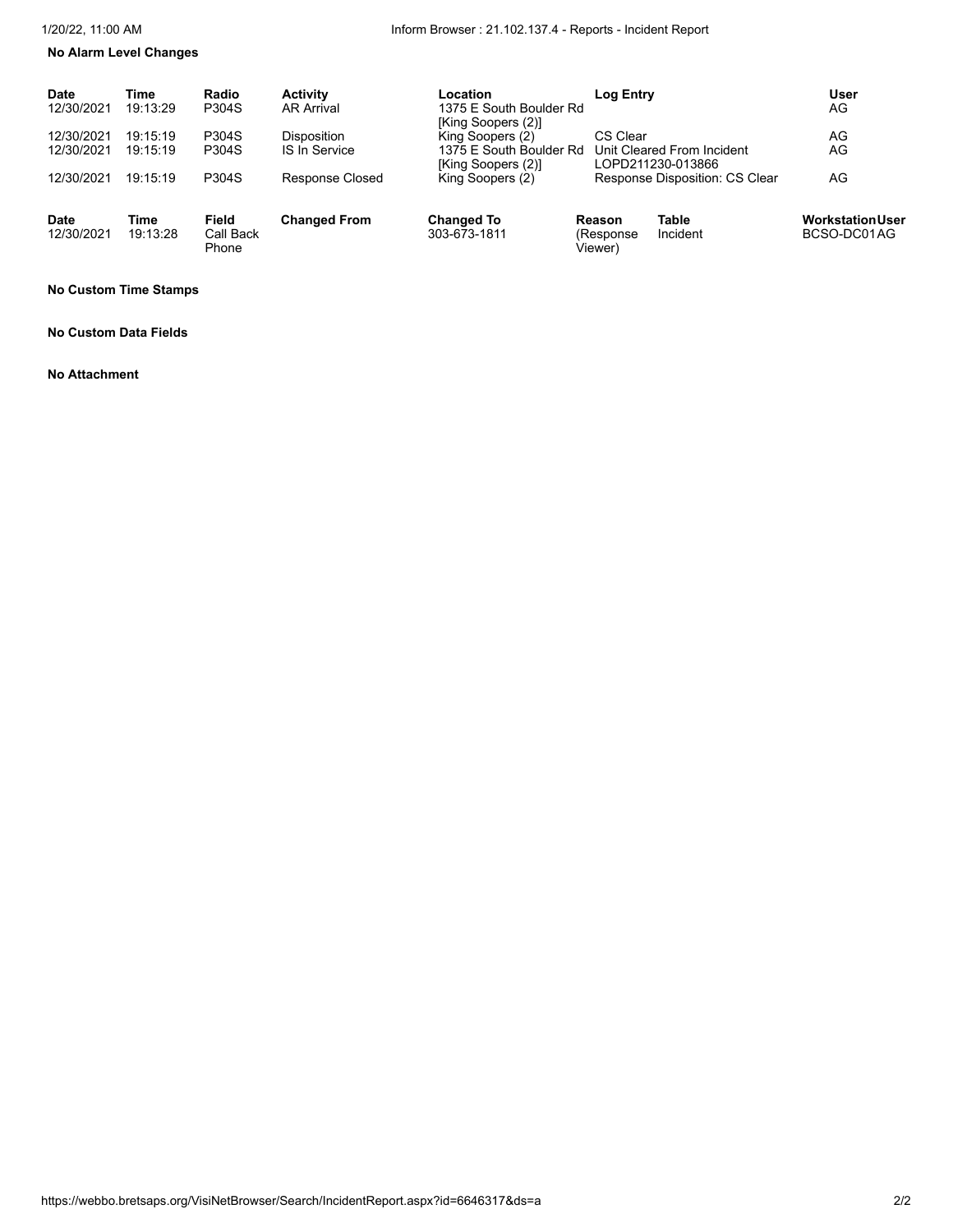**No Alarm Level Changes**

| Date | Time | Radio | Activity | Location | Log Entry | User |
|---|---|---|---|---|---|---|
| 12/30/2021 | 19:13:29 | P304S | AR Arrival | 1375 E South Boulder Rd [King Soopers (2)] | | AG |
| 12/30/2021 | 19:15:19 | P304S | Disposition | King Soopers (2) | CS Clear | AG |
| 12/30/2021 | 19:15:19 | P304S | IS In Service | 1375 E South Boulder Rd [King Soopers (2)] | Unit Cleared From Incident LOPD211230-013866 | AG |
| 12/30/2021 | 19:15:19 | P304S | Response Closed | King Soopers (2) | Response Disposition: CS Clear | AG |

| Date | Time | Field | Changed From | Changed To | Reason | Table | Workstation | User |
|---|---|---|---|---|---|---|---|---|
| 12/30/2021 | 19:13:28 | Call Back Phone | | 303-673-1811 | (Response Viewer) | Incident | BCSO-DC01 | AG |

**No Custom Time Stamps**

**No Custom Data Fields**

**No Attachment**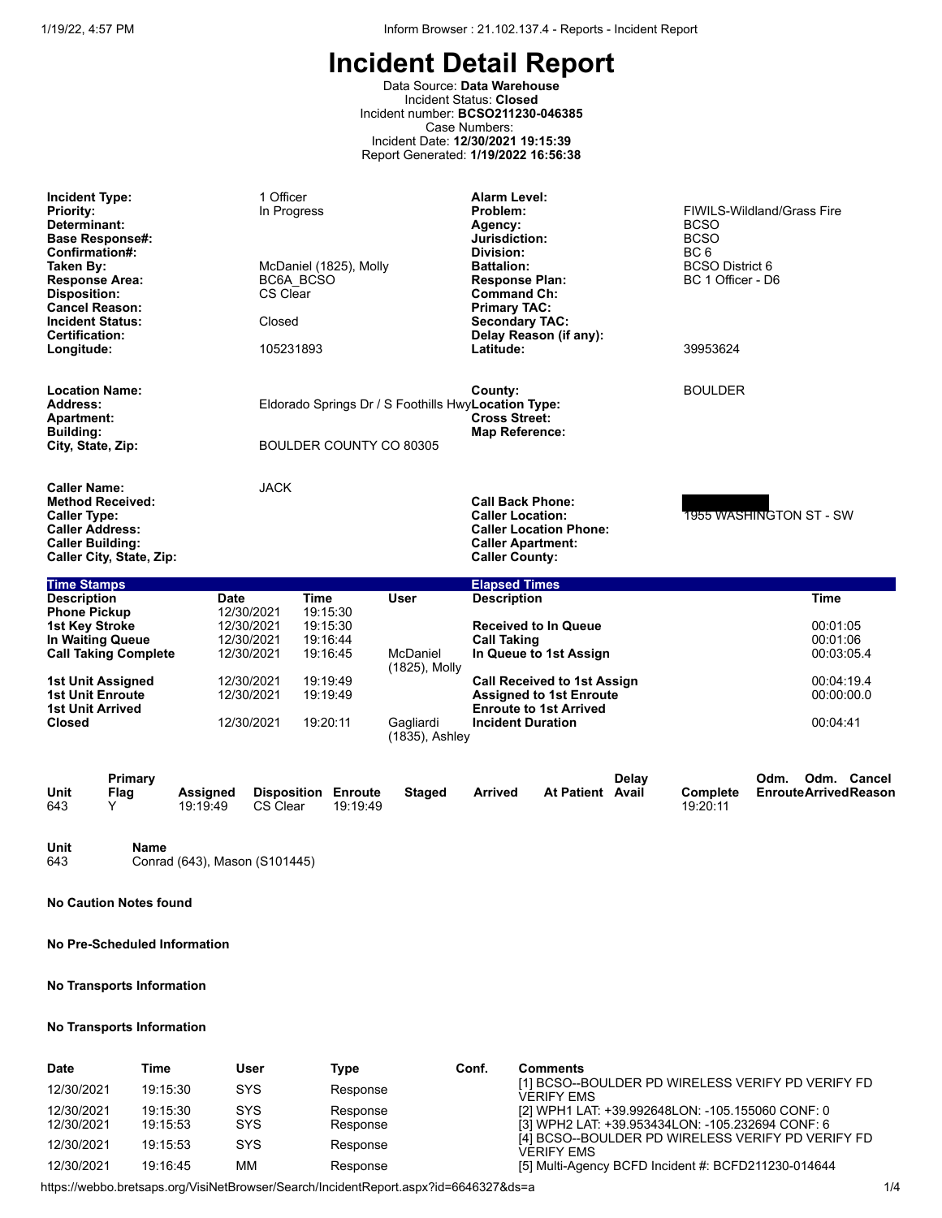# Incident Detail Report

Data Source: **Data Warehouse**
Incident Status: **Closed**
Incident number: **BCSO211230-046385**
Case Numbers:
Incident Date: **12/30/2021 19:15:39**
Report Generated: **1/19/2022 16:56:38**

| | | | |
|---|---|---|---|
| **Incident Type:** | 1 Officer | **Alarm Level:** | |
| **Priority:** | In Progress | **Problem:** | FIWILS-Wildland/Grass Fire |
| **Determinant:** | | **Agency:** | BCSO |
| **Base Response#:** | | **Jurisdiction:** | BCSO |
| **Confirmation#:** | | **Division:** | BC 6 |
| **Taken By:** | McDaniel (1825), Molly | **Battalion:** | BCSO District 6 |
| **Response Area:** | BC6A_BCSO | **Response Plan:** | BC 1 Officer - D6 |
| **Disposition:** | CS Clear | **Command Ch:** | |
| **Cancel Reason:** | | **Primary TAC:** | |
| **Incident Status:** | Closed | **Secondary TAC:** | |
| **Certification:** | | **Delay Reason (if any):** | |
| **Longitude:** | 105231893 | **Latitude:** | 39953624 |

| | | | |
|---|---|---|---|
| **Location Name:** | | **County:** | BOULDER |
| **Address:** | Eldorado Springs Dr / S Foothills Hwy | **Location Type:** | |
| **Apartment:** | | **Cross Street:** | |
| **Building:** | | **Map Reference:** | |
| **City, State, Zip:** | BOULDER COUNTY CO 80305 | | |

| | | | |
|---|---|---|---|
| **Caller Name:** | JACK | | |
| **Method Received:** | | **Call Back Phone:** | [REDACTED] |
| **Caller Type:** | | **Caller Location:** | 1955 WASHINGTON ST - SW |
| **Caller Address:** | | **Caller Location Phone:** | |
| **Caller Building:** | | **Caller Apartment:** | |
| **Caller City, State, Zip:** | | **Caller County:** | |

**Time Stamps**

| Description | Date | Time | User |
|---|---|---|---|
| Phone Pickup | 12/30/2021 | 19:15:30 | |
| 1st Key Stroke | 12/30/2021 | 19:15:30 | |
| In Waiting Queue | 12/30/2021 | 19:16:44 | |
| Call Taking Complete | 12/30/2021 | 19:16:45 | McDaniel (1825), Molly |
| 1st Unit Assigned | 12/30/2021 | 19:19:49 | |
| 1st Unit Enroute | 12/30/2021 | 19:19:49 | |
| 1st Unit Arrived | | | |
| Closed | 12/30/2021 | 19:20:11 | Gagliardi (1835), Ashley |

**Elapsed Times**

| Description | Time |
|---|---|
| Received to In Queue | 00:01:05 |
| Call Taking | 00:01:06 |
| In Queue to 1st Assign | 00:03:05.4 |
| Call Received to 1st Assign | 00:04:19.4 |
| Assigned to 1st Enroute | 00:00:00.0 |
| Enroute to 1st Arrived | |
| Incident Duration | 00:04:41 |

| Unit | Primary Flag | Assigned | Disposition | Enroute | Staged | Arrived | At Patient | Delay Avail | Complete | Odm. Enroute | Odm. Arrived | Cancel Reason |
|---|---|---|---|---|---|---|---|---|---|---|---|---|
| 643 | Y | 19:19:49 | CS Clear | 19:19:49 | | | | | 19:20:11 | | | |

| Unit | Name |
|---|---|
| 643 | Conrad (643), Mason (S101445) |

**No Caution Notes found**

**No Pre-Scheduled Information**

**No Transports Information**

**No Transports Information**

| Date | Time | User | Type | Conf. | Comments |
|---|---|---|---|---|---|
| 12/30/2021 | 19:15:30 | SYS | Response | | [1] BCSO--BOULDER PD WIRELESS VERIFY PD VERIFY FD VERIFY EMS |
| 12/30/2021 | 19:15:30 | SYS | Response | | [2] WPH1 LAT: +39.992648LON: -105.155060 CONF: 0 |
| 12/30/2021 | 19:15:53 | SYS | Response | | [3] WPH2 LAT: +39.953434LON: -105.232694 CONF: 6 |
| 12/30/2021 | 19:15:53 | SYS | Response | | [4] BCSO--BOULDER PD WIRELESS VERIFY PD VERIFY FD VERIFY EMS |
| 12/30/2021 | 19:16:45 | MM | Response | | [5] Multi-Agency BCFD Incident #: BCFD211230-014644 |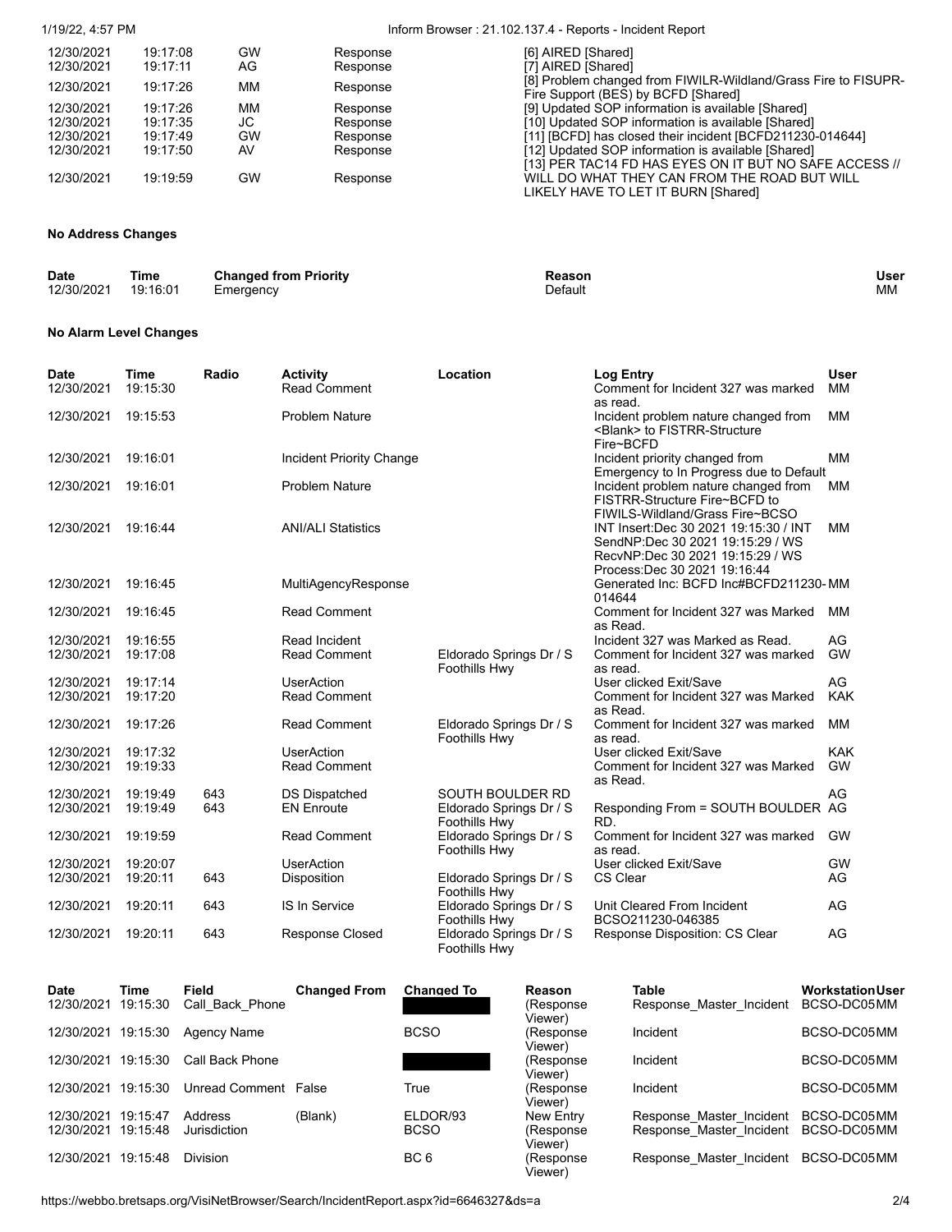| | | | | |
|---|---|---|---|---|
| 12/30/2021 | 19:17:08 | GW | Response | [6] AIRED [Shared] |
| 12/30/2021 | 19:17:11 | AG | Response | [7] AIRED [Shared] |
| 12/30/2021 | 19:17:26 | MM | Response | [8] Problem changed from FIWILR-Wildland/Grass Fire to FISUPR-Fire Support (BES) by BCFD [Shared] |
| 12/30/2021 | 19:17:26 | MM | Response | [9] Updated SOP information is available [Shared] |
| 12/30/2021 | 19:17:35 | JC | Response | [10] Updated SOP information is available [Shared] |
| 12/30/2021 | 19:17:49 | GW | Response | [11] [BCFD] has closed their incident [BCFD211230-014644] |
| 12/30/2021 | 19:17:50 | AV | Response | [12] Updated SOP information is available [Shared] |
| 12/30/2021 | 19:19:59 | GW | Response | [13] PER TAC14 FD HAS EYES ON IT BUT NO SAFE ACCESS // WILL DO WHAT THEY CAN FROM THE ROAD BUT WILL LIKELY HAVE TO LET IT BURN [Shared] |

**No Address Changes**

| Date | Time | Changed from Priority | Reason | User |
|---|---|---|---|---|
| 12/30/2021 | 19:16:01 | Emergency | Default | MM |

**No Alarm Level Changes**

| Date | Time | Radio | Activity | Location | Log Entry | User |
|---|---|---|---|---|---|---|
| 12/30/2021 | 19:15:30 | | Read Comment | | Comment for Incident 327 was marked as read. | MM |
| 12/30/2021 | 19:15:53 | | Problem Nature | | Incident problem nature changed from <Blank> to FISTRR-Structure Fire~BCFD | MM |
| 12/30/2021 | 19:16:01 | | Incident Priority Change | | Incident priority changed from Emergency to In Progress due to Default | MM |
| 12/30/2021 | 19:16:01 | | Problem Nature | | Incident problem nature changed from FISTRR-Structure Fire~BCFD to FIWILS-Wildland/Grass Fire~BCSO | MM |
| 12/30/2021 | 19:16:44 | | ANI/ALI Statistics | | INT Insert:Dec 30 2021 19:15:30 / INT SendNP:Dec 30 2021 19:15:29 / WS RecvNP:Dec 30 2021 19:15:29 / WS Process:Dec 30 2021 19:16:44 | MM |
| 12/30/2021 | 19:16:45 | | MultiAgencyResponse | | Generated Inc: BCFD Inc#BCFD211230-014644 | MM |
| 12/30/2021 | 19:16:45 | | Read Comment | | Comment for Incident 327 was Marked as Read. | MM |
| 12/30/2021 | 19:16:55 | | Read Incident | | Incident 327 was Marked as Read. | AG |
| 12/30/2021 | 19:17:08 | | Read Comment | Eldorado Springs Dr / S Foothills Hwy | Comment for Incident 327 was marked as read. | GW |
| 12/30/2021 | 19:17:14 | | UserAction | | User clicked Exit/Save | AG |
| 12/30/2021 | 19:17:20 | | Read Comment | | Comment for Incident 327 was Marked as Read. | KAK |
| 12/30/2021 | 19:17:26 | | Read Comment | Eldorado Springs Dr / S Foothills Hwy | Comment for Incident 327 was marked as read. | MM |
| 12/30/2021 | 19:17:32 | | UserAction | | User clicked Exit/Save | KAK |
| 12/30/2021 | 19:19:33 | | Read Comment | | Comment for Incident 327 was Marked as Read. | GW |
| 12/30/2021 | 19:19:49 | 643 | DS Dispatched | SOUTH BOULDER RD | | AG |
| 12/30/2021 | 19:19:49 | 643 | EN Enroute | Eldorado Springs Dr / S Foothills Hwy | Responding From = SOUTH BOULDER RD. | AG |
| 12/30/2021 | 19:19:59 | | Read Comment | Eldorado Springs Dr / S Foothills Hwy | Comment for Incident 327 was marked as read. | GW |
| 12/30/2021 | 19:20:07 | | UserAction | | User clicked Exit/Save | GW |
| 12/30/2021 | 19:20:11 | 643 | Disposition | Eldorado Springs Dr / S Foothills Hwy | CS Clear | AG |
| 12/30/2021 | 19:20:11 | 643 | IS In Service | Eldorado Springs Dr / S Foothills Hwy | Unit Cleared From Incident BCSO211230-046385 | AG |
| 12/30/2021 | 19:20:11 | 643 | Response Closed | Eldorado Springs Dr / S Foothills Hwy | Response Disposition: CS Clear | AG |

| Date | Time | Field | Changed From | Changed To | Reason | Table | Workstation | User |
|---|---|---|---|---|---|---|---|---|
| 12/30/2021 | 19:15:30 | Call_Back_Phone | | [REDACTED] | (Response Viewer) | Response_Master_Incident | BCSO-DC05 | MM |
| 12/30/2021 | 19:15:30 | Agency Name | | BCSO | (Response Viewer) | Incident | BCSO-DC05 | MM |
| 12/30/2021 | 19:15:30 | Call Back Phone | | [REDACTED] | (Response Viewer) | Incident | BCSO-DC05 | MM |
| 12/30/2021 | 19:15:30 | Unread Comment | False | True | (Response Viewer) | Incident | BCSO-DC05 | MM |
| 12/30/2021 | 19:15:47 | Address | (Blank) | ELDOR/93 | New Entry | Response_Master_Incident | BCSO-DC05 | MM |
| 12/30/2021 | 19:15:48 | Jurisdiction | | BCSO | (Response Viewer) | Response_Master_Incident | BCSO-DC05 | MM |
| 12/30/2021 | 19:15:48 | Division | | BC 6 | (Response Viewer) | Response_Master_Incident | BCSO-DC05 | MM |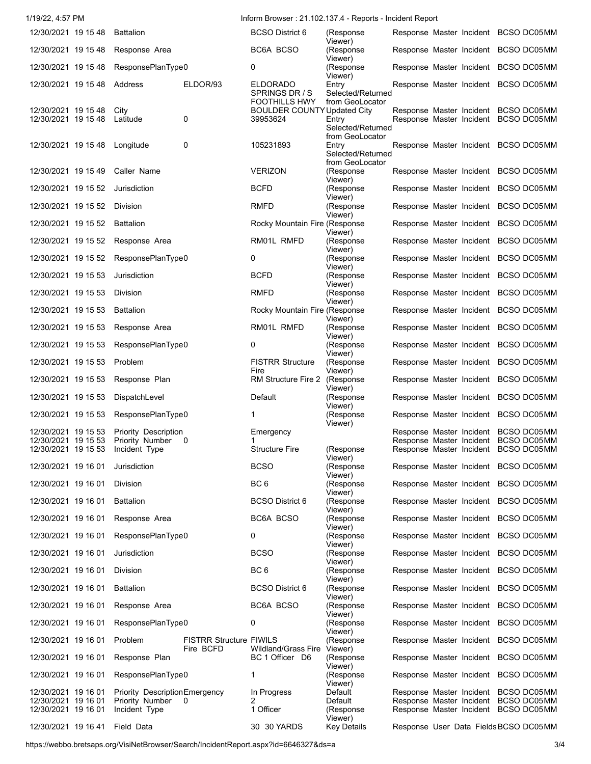| | | | | | | | |
|---|---|---|---|---|---|---|---|
| 12/30/2021 | 19 15 48 | Battalion | | BCSO District 6 | (Response Viewer) | Response Master Incident | BCSO DC05MM |
| 12/30/2021 | 19 15 48 | Response Area | | BC6A BCSO | (Response Viewer) | Response Master Incident | BCSO DC05MM |
| 12/30/2021 | 19 15 48 | ResponsePlanType | 0 | 0 | (Response Viewer) | Response Master Incident | BCSO DC05MM |
| 12/30/2021 | 19 15 48 | Address | ELDOR/93 | ELDORADO SPRINGS DR / S FOOTHILLS HWY | Entry Selected/Returned from GeoLocator | Response Master Incident | BCSO DC05MM |
| 12/30/2021 | 19 15 48 | City | | BOULDER COUNTY | Updated City | Response Master Incident | BCSO DC05MM |
| 12/30/2021 | 19 15 48 | Latitude | 0 | 39953624 | Entry Selected/Returned from GeoLocator | Response Master Incident | BCSO DC05MM |
| 12/30/2021 | 19 15 48 | Longitude | 0 | 105231893 | Entry Selected/Returned from GeoLocator | Response Master Incident | BCSO DC05MM |
| 12/30/2021 | 19 15 49 | Caller Name | | VERIZON | (Response Viewer) | Response Master Incident | BCSO DC05MM |
| 12/30/2021 | 19 15 52 | Jurisdiction | | BCFD | (Response Viewer) | Response Master Incident | BCSO DC05MM |
| 12/30/2021 | 19 15 52 | Division | | RMFD | (Response Viewer) | Response Master Incident | BCSO DC05MM |
| 12/30/2021 | 19 15 52 | Battalion | | Rocky Mountain Fire | (Response Viewer) | Response Master Incident | BCSO DC05MM |
| 12/30/2021 | 19 15 52 | Response Area | | RM01L RMFD | (Response Viewer) | Response Master Incident | BCSO DC05MM |
| 12/30/2021 | 19 15 52 | ResponsePlanType | 0 | 0 | (Response Viewer) | Response Master Incident | BCSO DC05MM |
| 12/30/2021 | 19 15 53 | Jurisdiction | | BCFD | (Response Viewer) | Response Master Incident | BCSO DC05MM |
| 12/30/2021 | 19 15 53 | Division | | RMFD | (Response Viewer) | Response Master Incident | BCSO DC05MM |
| 12/30/2021 | 19 15 53 | Battalion | | Rocky Mountain Fire | (Response Viewer) | Response Master Incident | BCSO DC05MM |
| 12/30/2021 | 19 15 53 | Response Area | | RM01L RMFD | (Response Viewer) | Response Master Incident | BCSO DC05MM |
| 12/30/2021 | 19 15 53 | ResponsePlanType | 0 | 0 | (Response Viewer) | Response Master Incident | BCSO DC05MM |
| 12/30/2021 | 19 15 53 | Problem | | FISTRR Structure Fire | (Response Viewer) | Response Master Incident | BCSO DC05MM |
| 12/30/2021 | 19 15 53 | Response Plan | | RM Structure Fire 2 | (Response Viewer) | Response Master Incident | BCSO DC05MM |
| 12/30/2021 | 19 15 53 | DispatchLevel | | Default | (Response Viewer) | Response Master Incident | BCSO DC05MM |
| 12/30/2021 | 19 15 53 | ResponsePlanType | 0 | 1 | (Response Viewer) | Response Master Incident | BCSO DC05MM |
| 12/30/2021 | 19 15 53 | Priority Description | | Emergency | | Response Master Incident | BCSO DC05MM |
| 12/30/2021 | 19 15 53 | Priority Number | 0 | 1 | | Response Master Incident | BCSO DC05MM |
| 12/30/2021 | 19 15 53 | Incident Type | | Structure Fire | (Response Viewer) | Response Master Incident | BCSO DC05MM |
| 12/30/2021 | 19 16 01 | Jurisdiction | | BCSO | (Response Viewer) | Response Master Incident | BCSO DC05MM |
| 12/30/2021 | 19 16 01 | Division | | BC 6 | (Response Viewer) | Response Master Incident | BCSO DC05MM |
| 12/30/2021 | 19 16 01 | Battalion | | BCSO District 6 | (Response Viewer) | Response Master Incident | BCSO DC05MM |
| 12/30/2021 | 19 16 01 | Response Area | | BC6A BCSO | (Response Viewer) | Response Master Incident | BCSO DC05MM |
| 12/30/2021 | 19 16 01 | ResponsePlanType | 0 | 0 | (Response Viewer) | Response Master Incident | BCSO DC05MM |
| 12/30/2021 | 19 16 01 | Jurisdiction | | BCSO | (Response Viewer) | Response Master Incident | BCSO DC05MM |
| 12/30/2021 | 19 16 01 | Division | | BC 6 | (Response Viewer) | Response Master Incident | BCSO DC05MM |
| 12/30/2021 | 19 16 01 | Battalion | | BCSO District 6 | (Response Viewer) | Response Master Incident | BCSO DC05MM |
| 12/30/2021 | 19 16 01 | Response Area | | BC6A BCSO | (Response Viewer) | Response Master Incident | BCSO DC05MM |
| 12/30/2021 | 19 16 01 | ResponsePlanType | 0 | 0 | (Response Viewer) | Response Master Incident | BCSO DC05MM |
| 12/30/2021 | 19 16 01 | Problem | FISTRR Structure Fire BCFD | FIWILS Wildland/Grass Fire | (Response Viewer) | Response Master Incident | BCSO DC05MM |
| 12/30/2021 | 19 16 01 | Response Plan | | BC 1 Officer D6 | (Response Viewer) | Response Master Incident | BCSO DC05MM |
| 12/30/2021 | 19 16 01 | ResponsePlanType | 0 | 1 | (Response Viewer) | Response Master Incident | BCSO DC05MM |
| 12/30/2021 | 19 16 01 | Priority Description | Emergency | In Progress | Default | Response Master Incident | BCSO DC05MM |
| 12/30/2021 | 19 16 01 | Priority Number | 0 | 2 | Default | Response Master Incident | BCSO DC05MM |
| 12/30/2021 | 19 16 01 | Incident Type | | 1 Officer | (Response Viewer) | Response Master Incident | BCSO DC05MM |
| 12/30/2021 | 19 16 41 | Field Data | | 30 30 YARDS | Key Details | Response User Data Fields | BCSO DC05MM |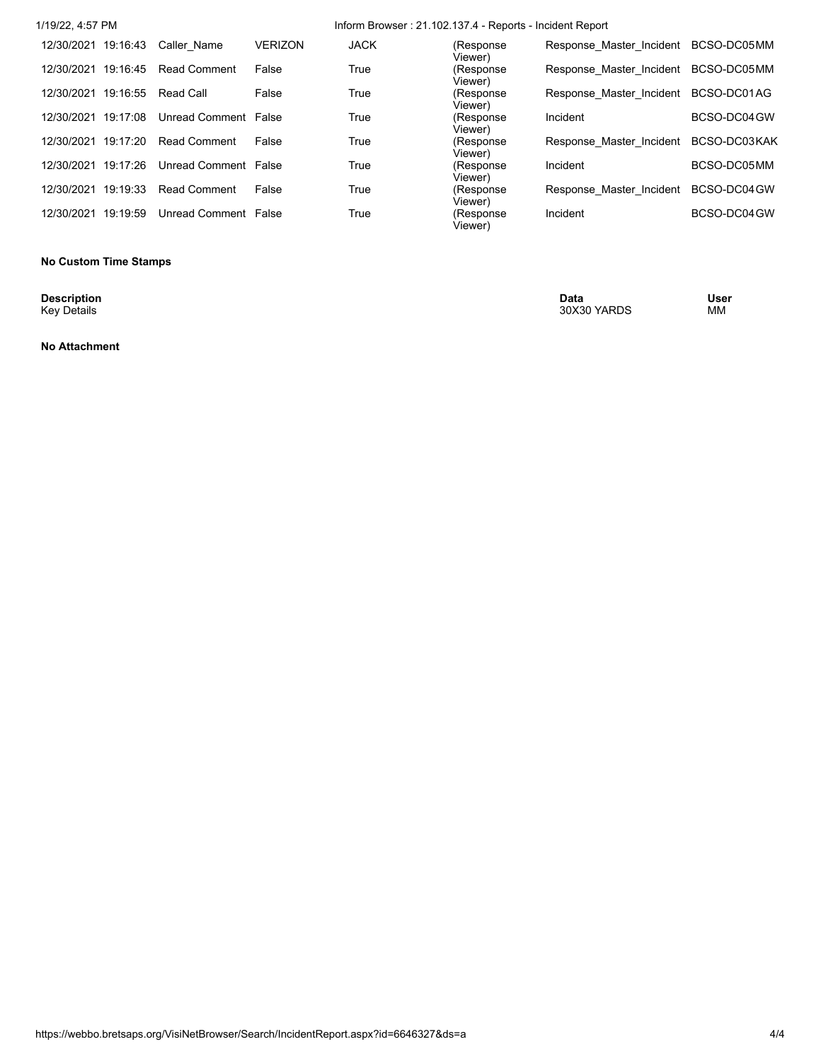| | | | | | | | |
|---|---|---|---|---|---|---|---|
| 12/30/2021 | 19:16:43 | Caller_Name | VERIZON | JACK | (Response Viewer) | Response_Master_Incident | BCSO-DC05MM |
| 12/30/2021 | 19:16:45 | Read Comment | False | True | (Response Viewer) | Response_Master_Incident | BCSO-DC05MM |
| 12/30/2021 | 19:16:55 | Read Call | False | True | (Response Viewer) | Response_Master_Incident | BCSO-DC01AG |
| 12/30/2021 | 19:17:08 | Unread Comment | False | True | (Response Viewer) | Incident | BCSO-DC04GW |
| 12/30/2021 | 19:17:20 | Read Comment | False | True | (Response Viewer) | Response_Master_Incident | BCSO-DC03KAK |
| 12/30/2021 | 19:17:26 | Unread Comment | False | True | (Response Viewer) | Incident | BCSO-DC05MM |
| 12/30/2021 | 19:19:33 | Read Comment | False | True | (Response Viewer) | Response_Master_Incident | BCSO-DC04GW |
| 12/30/2021 | 19:19:59 | Unread Comment | False | True | (Response Viewer) | Incident | BCSO-DC04GW |

**No Custom Time Stamps**

| **Description** | **Data** | **User** |
|---|---|---|
| Key Details | 30X30 YARDS | MM |

**No Attachment**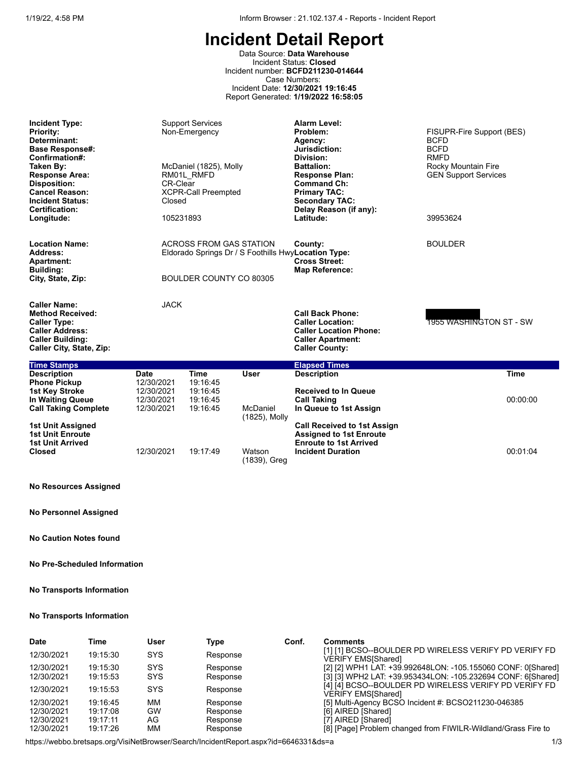# Incident Detail Report

Data Source: **Data Warehouse**
Incident Status: **Closed**
Incident number: **BCFD211230-014644**
Case Numbers:
Incident Date: **12/30/2021 19:16:45**
Report Generated: **1/19/2022 16:58:05**

| | | | |
|---|---|---|---|
| **Incident Type:** | Support Services | **Alarm Level:** | |
| **Priority:** | Non-Emergency | **Problem:** | FISUPR-Fire Support (BES) |
| **Determinant:** | | **Agency:** | BCFD |
| **Base Response#:** | | **Jurisdiction:** | BCFD |
| **Confirmation#:** | | **Division:** | RMFD |
| **Taken By:** | McDaniel (1825), Molly | **Battalion:** | Rocky Mountain Fire |
| **Response Area:** | RM01L_RMFD | **Response Plan:** | GEN Support Services |
| **Disposition:** | CR-Clear | **Command Ch:** | |
| **Cancel Reason:** | XCPR-Call Preempted | **Primary TAC:** | |
| **Incident Status:** | Closed | **Secondary TAC:** | |
| **Certification:** | | **Delay Reason (if any):** | |
| **Longitude:** | 105231893 | **Latitude:** | 39953624 |

| | | | |
|---|---|---|---|
| **Location Name:** | ACROSS FROM GAS STATION | **County:** | BOULDER |
| **Address:** | Eldorado Springs Dr / S Foothills Hwy | **Location Type:** | |
| **Apartment:** | | **Cross Street:** | |
| **Building:** | | **Map Reference:** | |
| **City, State, Zip:** | BOULDER COUNTY CO 80305 | | |

| | | | |
|---|---|---|---|
| **Caller Name:** | JACK | | |
| **Method Received:** | | **Call Back Phone:** | [REDACTED] |
| **Caller Type:** | | **Caller Location:** | 1955 WASHINGTON ST - SW |
| **Caller Address:** | | **Caller Location Phone:** | |
| **Caller Building:** | | **Caller Apartment:** | |
| **Caller City, State, Zip:** | | **Caller County:** | |

**Time Stamps**

| Description | Date | Time | User |
|---|---|---|---|
| Phone Pickup | 12/30/2021 | 19:16:45 | |
| 1st Key Stroke | 12/30/2021 | 19:16:45 | |
| In Waiting Queue | 12/30/2021 | 19:16:45 | |
| Call Taking Complete | 12/30/2021 | 19:16:45 | McDaniel (1825), Molly |
| 1st Unit Assigned | | | |
| 1st Unit Enroute | | | |
| 1st Unit Arrived | | | |
| Closed | 12/30/2021 | 19:17:49 | Watson (1839), Greg |

**Elapsed Times**

| Description | Time |
|---|---|
| Received to In Queue | |
| Call Taking | 00:00:00 |
| In Queue to 1st Assign | |
| Call Received to 1st Assign | |
| Assigned to 1st Enroute | |
| Enroute to 1st Arrived | |
| Incident Duration | 00:01:04 |

**No Resources Assigned**

**No Personnel Assigned**

**No Caution Notes found**

**No Pre-Scheduled Information**

**No Transports Information**

**No Transports Information**

| Date | Time | User | Type | Conf. | Comments |
|---|---|---|---|---|---|
| 12/30/2021 | 19:15:30 | SYS | Response | | [1] [1] BCSO--BOULDER PD WIRELESS VERIFY PD VERIFY FD VERIFY EMS[Shared] |
| 12/30/2021 | 19:15:30 | SYS | Response | | [2] [2] WPH1 LAT: +39.992648LON: -105.155060 CONF: 0[Shared] |
| 12/30/2021 | 19:15:53 | SYS | Response | | [3] [3] WPH2 LAT: +39.953434LON: -105.232694 CONF: 6[Shared] |
| 12/30/2021 | 19:15:53 | SYS | Response | | [4] [4] BCSO--BOULDER PD WIRELESS VERIFY PD VERIFY FD VERIFY EMS[Shared] |
| 12/30/2021 | 19:16:45 | MM | Response | | [5] Multi-Agency BCSO Incident #: BCSO211230-046385 |
| 12/30/2021 | 19:17:08 | GW | Response | | [6] AIRED [Shared] |
| 12/30/2021 | 19:17:11 | AG | Response | | [7] AIRED [Shared] |
| 12/30/2021 | 19:17:26 | MM | Response | | [8] [Page] Problem changed from FIWILR-Wildland/Grass Fire to |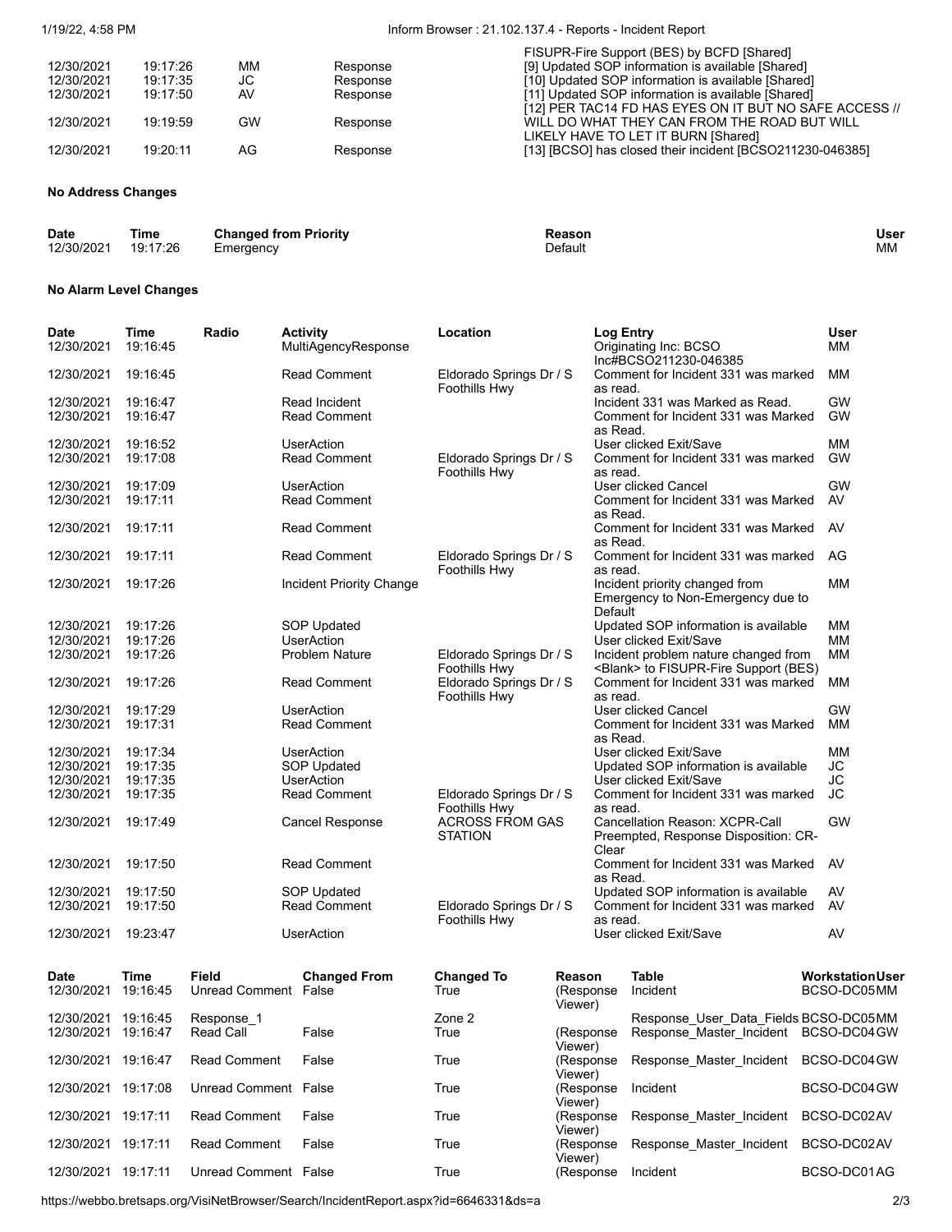| | | | | |
|---|---|---|---|---|
| | | | | FISUPR-Fire Support (BES) by BCFD [Shared] |
| 12/30/2021 | 19:17:26 | MM | Response | [9] Updated SOP information is available [Shared] |
| 12/30/2021 | 19:17:35 | JC | Response | [10] Updated SOP information is available [Shared] |
| 12/30/2021 | 19:17:50 | AV | Response | [11] Updated SOP information is available [Shared] |
| 12/30/2021 | 19:19:59 | GW | Response | [12] PER TAC14 FD HAS EYES ON IT BUT NO SAFE ACCESS // WILL DO WHAT THEY CAN FROM THE ROAD BUT WILL LIKELY HAVE TO LET IT BURN [Shared] |
| 12/30/2021 | 19:20:11 | AG | Response | [13] [BCSO] has closed their incident [BCSO211230-046385] |

**No Address Changes**

| Date | Time | Changed from Priority | Reason | User |
|---|---|---|---|---|
| 12/30/2021 | 19:17:26 | Emergency | Default | MM |

**No Alarm Level Changes**

| Date | Time | Radio | Activity | Location | Log Entry | User |
|---|---|---|---|---|---|---|
| 12/30/2021 | 19:16:45 | | MultiAgencyResponse | | Originating Inc: BCSO Inc#BCSO211230-046385 | MM |
| 12/30/2021 | 19:16:45 | | Read Comment | Eldorado Springs Dr / S Foothills Hwy | Comment for Incident 331 was marked as read. | MM |
| 12/30/2021 | 19:16:47 | | Read Incident | | Incident 331 was Marked as Read. | GW |
| 12/30/2021 | 19:16:47 | | Read Comment | | Comment for Incident 331 was Marked as Read. | GW |
| 12/30/2021 | 19:16:52 | | UserAction | | User clicked Exit/Save | MM |
| 12/30/2021 | 19:17:08 | | Read Comment | Eldorado Springs Dr / S Foothills Hwy | Comment for Incident 331 was marked as read. | GW |
| 12/30/2021 | 19:17:09 | | UserAction | | User clicked Cancel | GW |
| 12/30/2021 | 19:17:11 | | Read Comment | | Comment for Incident 331 was Marked as Read. | AV |
| 12/30/2021 | 19:17:11 | | Read Comment | | Comment for Incident 331 was Marked as Read. | AV |
| 12/30/2021 | 19:17:11 | | Read Comment | Eldorado Springs Dr / S Foothills Hwy | Comment for Incident 331 was marked as read. | AG |
| 12/30/2021 | 19:17:26 | | Incident Priority Change | | Incident priority changed from Emergency to Non-Emergency due to Default | MM |
| 12/30/2021 | 19:17:26 | | SOP Updated | | Updated SOP information is available | MM |
| 12/30/2021 | 19:17:26 | | UserAction | | User clicked Exit/Save | MM |
| 12/30/2021 | 19:17:26 | | Problem Nature | Eldorado Springs Dr / S Foothills Hwy | Incident problem nature changed from <Blank> to FISUPR-Fire Support (BES) | MM |
| 12/30/2021 | 19:17:26 | | Read Comment | Eldorado Springs Dr / S Foothills Hwy | Comment for Incident 331 was marked as read. | MM |
| 12/30/2021 | 19:17:29 | | UserAction | | User clicked Cancel | GW |
| 12/30/2021 | 19:17:31 | | Read Comment | | Comment for Incident 331 was Marked as Read. | MM |
| 12/30/2021 | 19:17:34 | | UserAction | | User clicked Exit/Save | MM |
| 12/30/2021 | 19:17:35 | | SOP Updated | | Updated SOP information is available | JC |
| 12/30/2021 | 19:17:35 | | UserAction | | User clicked Exit/Save | JC |
| 12/30/2021 | 19:17:35 | | Read Comment | Eldorado Springs Dr / S Foothills Hwy | Comment for Incident 331 was marked as read. | JC |
| 12/30/2021 | 19:17:49 | | Cancel Response | ACROSS FROM GAS STATION | Cancellation Reason: XCPR-Call Preempted, Response Disposition: CR-Clear | GW |
| 12/30/2021 | 19:17:50 | | Read Comment | | Comment for Incident 331 was Marked as Read. | AV |
| 12/30/2021 | 19:17:50 | | SOP Updated | | Updated SOP information is available | AV |
| 12/30/2021 | 19:17:50 | | Read Comment | Eldorado Springs Dr / S Foothills Hwy | Comment for Incident 331 was marked as read. | AV |
| 12/30/2021 | 19:23:47 | | UserAction | | User clicked Exit/Save | AV |

| Date | Time | Field | Changed From | Changed To | Reason | Table | Workstation | User |
|---|---|---|---|---|---|---|---|---|
| 12/30/2021 | 19:16:45 | Unread Comment | False | True | (Response Viewer) | Incident | BCSO-DC05 | MM |
| 12/30/2021 | 19:16:45 | Response_1 | | Zone 2 | | Response_User_Data_Fields | BCSO-DC05 | MM |
| 12/30/2021 | 19:16:47 | Read Call | False | True | (Response Viewer) | Response_Master_Incident | BCSO-DC04 | GW |
| 12/30/2021 | 19:16:47 | Read Comment | False | True | (Response Viewer) | Response_Master_Incident | BCSO-DC04 | GW |
| 12/30/2021 | 19:17:08 | Unread Comment | False | True | (Response Viewer) | Incident | BCSO-DC04 | GW |
| 12/30/2021 | 19:17:11 | Read Comment | False | True | (Response Viewer) | Response_Master_Incident | BCSO-DC02 | AV |
| 12/30/2021 | 19:17:11 | Read Comment | False | True | (Response Viewer) | Response_Master_Incident | BCSO-DC02 | AV |
| 12/30/2021 | 19:17:11 | Unread Comment | False | True | (Response | Incident | BCSO-DC01 | AG |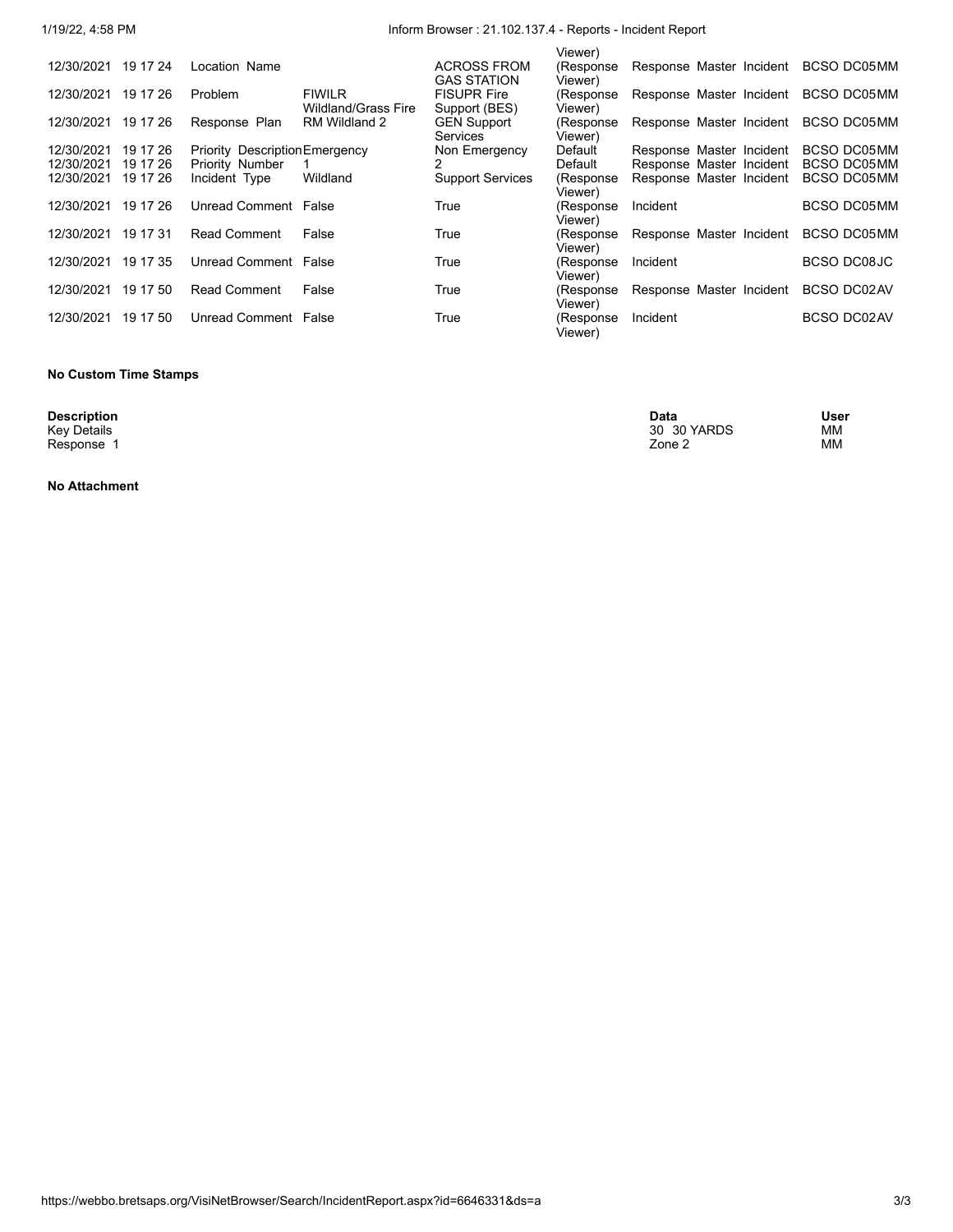| | | | | | | | |
|---|---|---|---|---|---|---|---|
| | | | | | Viewer) | | |
| 12/30/2021 | 19 17 24 | Location Name | | ACROSS FROM GAS STATION | (Response Viewer) | Response Master Incident | BCSO DC05MM |
| 12/30/2021 | 19 17 26 | Problem | FIWILR Wildland/Grass Fire | FISUPR Fire Support (BES) | (Response Viewer) | Response Master Incident | BCSO DC05MM |
| 12/30/2021 | 19 17 26 | Response Plan | RM Wildland 2 | GEN Support Services | (Response Viewer) | Response Master Incident | BCSO DC05MM |
| 12/30/2021 | 19 17 26 | Priority Description | Emergency | Non Emergency | Default | Response Master Incident | BCSO DC05MM |
| 12/30/2021 | 19 17 26 | Priority Number | 1 | 2 | Default | Response Master Incident | BCSO DC05MM |
| 12/30/2021 | 19 17 26 | Incident Type | Wildland | Support Services | (Response Viewer) | Response Master Incident | BCSO DC05MM |
| 12/30/2021 | 19 17 26 | Unread Comment | False | True | (Response Viewer) | Incident | BCSO DC05MM |
| 12/30/2021 | 19 17 31 | Read Comment | False | True | (Response Viewer) | Response Master Incident | BCSO DC05MM |
| 12/30/2021 | 19 17 35 | Unread Comment | False | True | (Response Viewer) | Incident | BCSO DC08JC |
| 12/30/2021 | 19 17 50 | Read Comment | False | True | (Response Viewer) | Response Master Incident | BCSO DC02AV |
| 12/30/2021 | 19 17 50 | Unread Comment | False | True | (Response Viewer) | Incident | BCSO DC02AV |

**No Custom Time Stamps**

| **Description** | **Data** | **User** |
|---|---|---|
| Key Details | 30 30 YARDS | MM |
| Response 1 | Zone 2 | MM |

**No Attachment**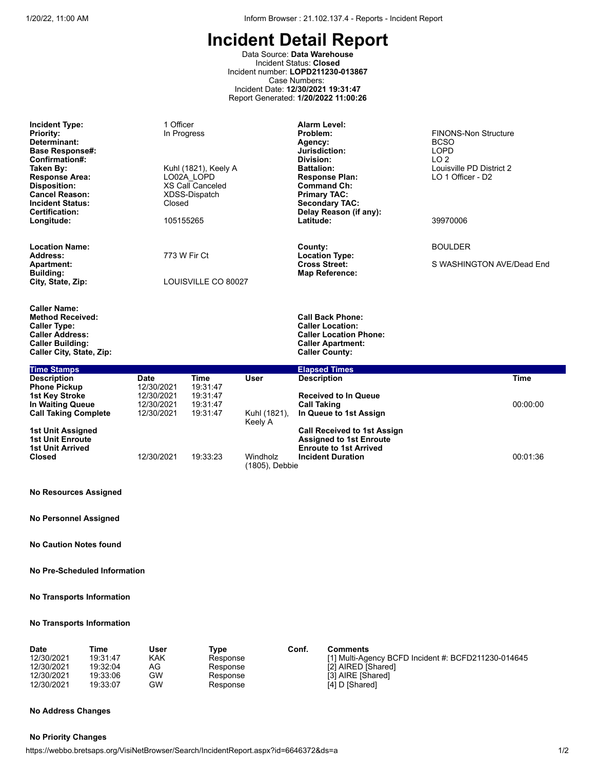# Incident Detail Report

Data Source: **Data Warehouse**
Incident Status: **Closed**
Incident number: **LOPD211230-013867**
Case Numbers:
Incident Date: **12/30/2021 19:31:47**
Report Generated: **1/20/2022 11:00:26**

| | | | |
|---|---|---|---|
| **Incident Type:** | 1 Officer | **Alarm Level:** | |
| **Priority:** | In Progress | **Problem:** | FINONS-Non Structure |
| **Determinant:** | | **Agency:** | BCSO |
| **Base Response#:** | | **Jurisdiction:** | LOPD |
| **Confirmation#:** | | **Division:** | LO 2 |
| **Taken By:** | Kuhl (1821), Keely A | **Battalion:** | Louisville PD District 2 |
| **Response Area:** | LO02A_LOPD | **Response Plan:** | LO 1 Officer - D2 |
| **Disposition:** | XS Call Canceled | **Command Ch:** | |
| **Cancel Reason:** | XDSS-Dispatch | **Primary TAC:** | |
| **Incident Status:** | Closed | **Secondary TAC:** | |
| **Certification:** | | **Delay Reason (if any):** | |
| **Longitude:** | 105155265 | **Latitude:** | 39970006 |

| | | | |
|---|---|---|---|
| **Location Name:** | | **County:** | BOULDER |
| **Address:** | 773 W Fir Ct | **Location Type:** | |
| **Apartment:** | | **Cross Street:** | S WASHINGTON AVE/Dead End |
| **Building:** | | **Map Reference:** | |
| **City, State, Zip:** | LOUISVILLE CO 80027 | | |

| | | | |
|---|---|---|---|
| **Caller Name:** | | | |
| **Method Received:** | | **Call Back Phone:** | |
| **Caller Type:** | | **Caller Location:** | |
| **Caller Address:** | | **Caller Location Phone:** | |
| **Caller Building:** | | **Caller Apartment:** | |
| **Caller City, State, Zip:** | | **Caller County:** | |

| Time Stamps | | | | Elapsed Times | |
|---|---|---|---|---|---|
| **Description** | **Date** | **Time** | **User** | **Description** | **Time** |
| **Phone Pickup** | 12/30/2021 | 19:31:47 | | | |
| **1st Key Stroke** | 12/30/2021 | 19:31:47 | | **Received to In Queue** | |
| **In Waiting Queue** | 12/30/2021 | 19:31:47 | | **Call Taking** | 00:00:00 |
| **Call Taking Complete** | 12/30/2021 | 19:31:47 | Kuhl (1821), Keely A | **In Queue to 1st Assign** | |
| **1st Unit Assigned** | | | | **Call Received to 1st Assign** | |
| **1st Unit Enroute** | | | | **Assigned to 1st Enroute** | |
| **1st Unit Arrived** | | | | **Enroute to 1st Arrived** | |
| **Closed** | 12/30/2021 | 19:33:23 | Windholz (1805), Debbie | **Incident Duration** | 00:01:36 |

**No Resources Assigned**

**No Personnel Assigned**

**No Caution Notes found**

**No Pre-Scheduled Information**

**No Transports Information**

**No Transports Information**

| Date | Time | User | Type | Conf. | Comments |
|---|---|---|---|---|---|
| 12/30/2021 | 19:31:47 | KAK | Response | | [1] Multi-Agency BCFD Incident #: BCFD211230-014645 |
| 12/30/2021 | 19:32:04 | AG | Response | | [2] AIRED [Shared] |
| 12/30/2021 | 19:33:06 | GW | Response | | [3] AIRE [Shared] |
| 12/30/2021 | 19:33:07 | GW | Response | | [4] D [Shared] |

**No Address Changes**

**No Priority Changes**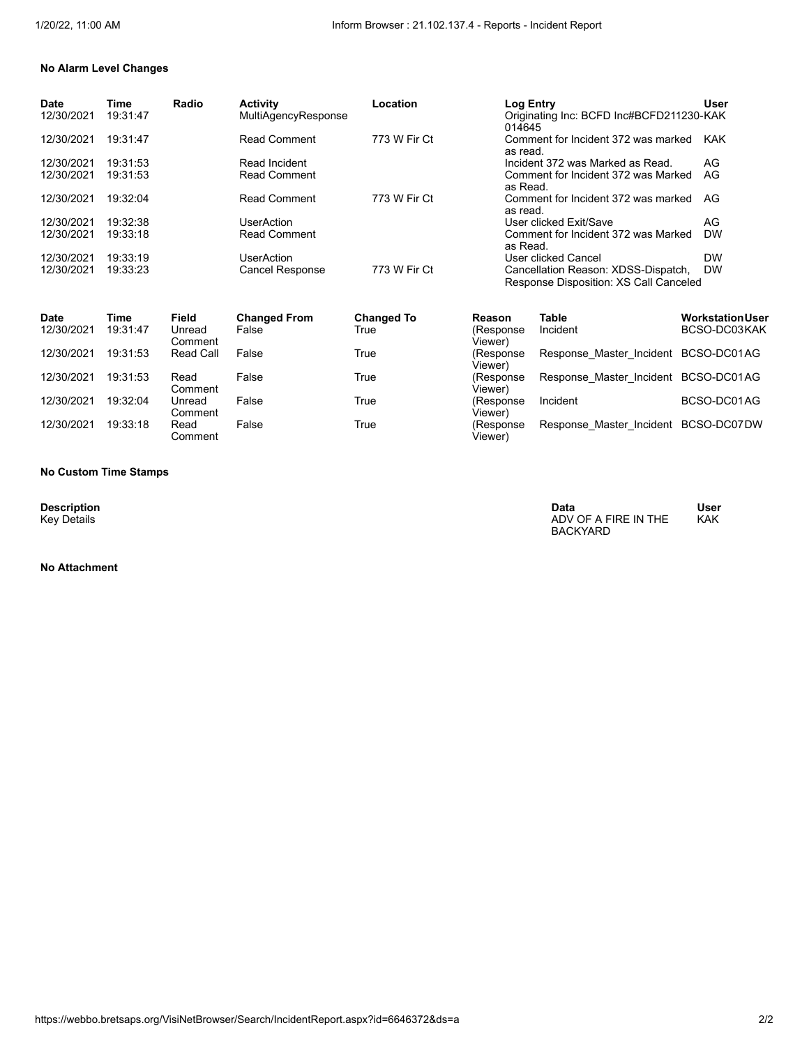**No Alarm Level Changes**

| Date | Time | Radio | Activity | Location | Log Entry | User |
|---|---|---|---|---|---|---|
| 12/30/2021 | 19:31:47 | | MultiAgencyResponse | | Originating Inc: BCFD Inc#BCFD211230-014645 | KAK |
| 12/30/2021 | 19:31:47 | | Read Comment | 773 W Fir Ct | Comment for Incident 372 was marked as read. | KAK |
| 12/30/2021 | 19:31:53 | | Read Incident | | Incident 372 was Marked as Read. | AG |
| 12/30/2021 | 19:31:53 | | Read Comment | | Comment for Incident 372 was Marked as Read. | AG |
| 12/30/2021 | 19:32:04 | | Read Comment | 773 W Fir Ct | Comment for Incident 372 was marked as read. | AG |
| 12/30/2021 | 19:32:38 | | UserAction | | User clicked Exit/Save | AG |
| 12/30/2021 | 19:33:18 | | Read Comment | | Comment for Incident 372 was Marked as Read. | DW |
| 12/30/2021 | 19:33:19 | | UserAction | | User clicked Cancel | DW |
| 12/30/2021 | 19:33:23 | | Cancel Response | 773 W Fir Ct | Cancellation Reason: XDSS-Dispatch, Response Disposition: XS Call Canceled | DW |

| Date | Time | Field | Changed From | Changed To | Reason | Table | Workstation | User |
|---|---|---|---|---|---|---|---|---|
| 12/30/2021 | 19:31:47 | Unread Comment | False | True | (Response Viewer) | Incident | BCSO-DC03 | KAK |
| 12/30/2021 | 19:31:53 | Read Call | False | True | (Response Viewer) | Response_Master_Incident | BCSO-DC01 | AG |
| 12/30/2021 | 19:31:53 | Read Comment | False | True | (Response Viewer) | Response_Master_Incident | BCSO-DC01 | AG |
| 12/30/2021 | 19:32:04 | Unread Comment | False | True | (Response Viewer) | Incident | BCSO-DC01 | AG |
| 12/30/2021 | 19:33:18 | Read Comment | False | True | (Response Viewer) | Response_Master_Incident | BCSO-DC07 | DW |

**No Custom Time Stamps**

| Description | Data | User |
|---|---|---|
| Key Details | ADV OF A FIRE IN THE BACKYARD | KAK |

**No Attachment**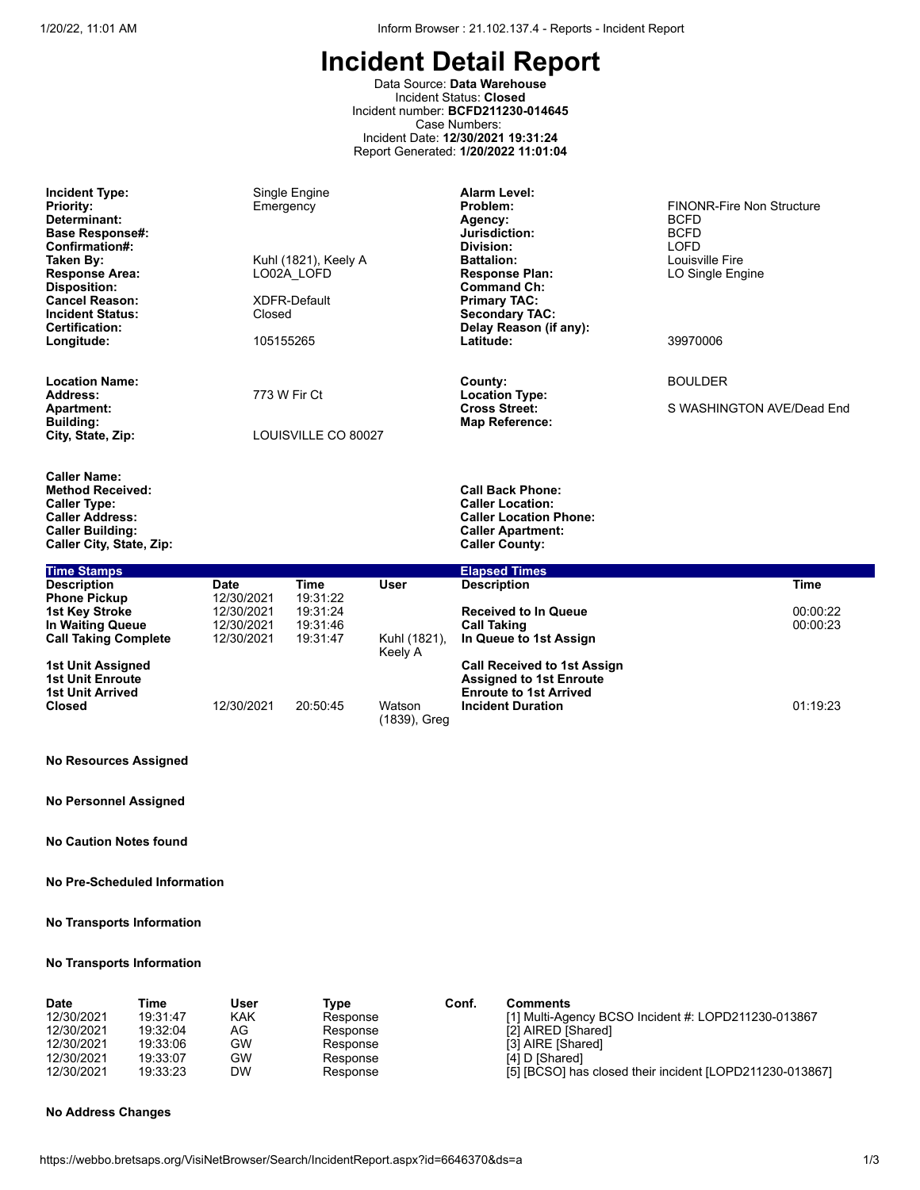# Incident Detail Report

Data Source: **Data Warehouse**
Incident Status: **Closed**
Incident number: **BCFD211230-014645**
Case Numbers:
Incident Date: **12/30/2021 19:31:24**
Report Generated: **1/20/2022 11:01:04**

| | | | |
|---|---|---|---|
| **Incident Type:** | Single Engine | **Alarm Level:** | |
| **Priority:** | Emergency | **Problem:** | FINONR-Fire Non Structure |
| **Determinant:** | | **Agency:** | BCFD |
| **Base Response#:** | | **Jurisdiction:** | BCFD |
| **Confirmation#:** | | **Division:** | LOFD |
| **Taken By:** | Kuhl (1821), Keely A | **Battalion:** | Louisville Fire |
| **Response Area:** | LO02A_LOFD | **Response Plan:** | LO Single Engine |
| **Disposition:** | | **Command Ch:** | |
| **Cancel Reason:** | XDFR-Default | **Primary TAC:** | |
| **Incident Status:** | Closed | **Secondary TAC:** | |
| **Certification:** | | **Delay Reason (if any):** | |
| **Longitude:** | 105155265 | **Latitude:** | 39970006 |

| | | | |
|---|---|---|---|
| **Location Name:** | | **County:** | BOULDER |
| **Address:** | 773 W Fir Ct | **Location Type:** | |
| **Apartment:** | | **Cross Street:** | S WASHINGTON AVE/Dead End |
| **Building:** | | **Map Reference:** | |
| **City, State, Zip:** | LOUISVILLE CO 80027 | | |

| | | | |
|---|---|---|---|
| **Caller Name:** | | | |
| **Method Received:** | | **Call Back Phone:** | |
| **Caller Type:** | | **Caller Location:** | |
| **Caller Address:** | | **Caller Location Phone:** | |
| **Caller Building:** | | **Caller Apartment:** | |
| **Caller City, State, Zip:** | | **Caller County:** | |

**Time Stamps**

| Description | Date | Time | User |
|---|---|---|---|
| Phone Pickup | 12/30/2021 | 19:31:22 | |
| 1st Key Stroke | 12/30/2021 | 19:31:24 | |
| In Waiting Queue | 12/30/2021 | 19:31:46 | |
| Call Taking Complete | 12/30/2021 | 19:31:47 | Kuhl (1821), Keely A |
| 1st Unit Assigned | | | |
| 1st Unit Enroute | | | |
| 1st Unit Arrived | | | |
| Closed | 12/30/2021 | 20:50:45 | Watson (1839), Greg |

**Elapsed Times**

| Description | Time |
|---|---|
| Received to In Queue | 00:00:22 |
| Call Taking | 00:00:23 |
| In Queue to 1st Assign | |
| Call Received to 1st Assign | |
| Assigned to 1st Enroute | |
| Enroute to 1st Arrived | |
| Incident Duration | 01:19:23 |

**No Resources Assigned**

**No Personnel Assigned**

**No Caution Notes found**

**No Pre-Scheduled Information**

**No Transports Information**

**No Transports Information**

| Date | Time | User | Type | Conf. | Comments |
|---|---|---|---|---|---|
| 12/30/2021 | 19:31:47 | KAK | Response | | [1] Multi-Agency BCSO Incident #: LOPD211230-013867 |
| 12/30/2021 | 19:32:04 | AG | Response | | [2] AIRED [Shared] |
| 12/30/2021 | 19:33:06 | GW | Response | | [3] AIRE [Shared] |
| 12/30/2021 | 19:33:07 | GW | Response | | [4] D [Shared] |
| 12/30/2021 | 19:33:23 | DW | Response | | [5] [BCSO] has closed their incident [LOPD211230-013867] |

**No Address Changes**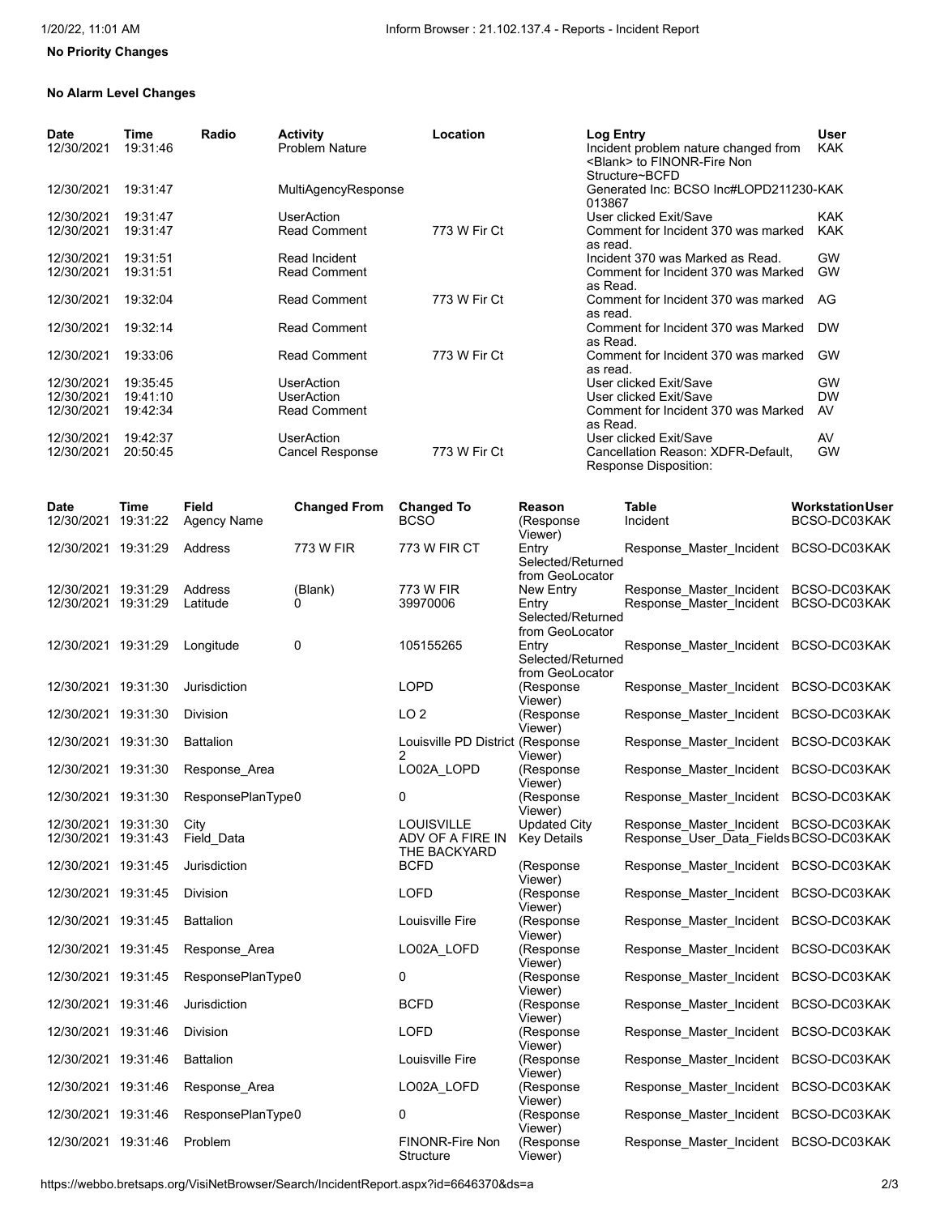**No Priority Changes**

**No Alarm Level Changes**

| Date | Time | Radio | Activity | Location | Log Entry | User |
|---|---|---|---|---|---|---|
| 12/30/2021 | 19:31:46 | | Problem Nature | | Incident problem nature changed from <Blank> to FINONR-Fire Non Structure~BCFD | KAK |
| 12/30/2021 | 19:31:47 | | MultiAgencyResponse | | Generated Inc: BCSO Inc#LOPD211230-013867 | KAK |
| 12/30/2021 | 19:31:47 | | UserAction | | User clicked Exit/Save | KAK |
| 12/30/2021 | 19:31:47 | | Read Comment | 773 W Fir Ct | Comment for Incident 370 was marked as read. | KAK |
| 12/30/2021 | 19:31:51 | | Read Incident | | Incident 370 was Marked as Read. | GW |
| 12/30/2021 | 19:31:51 | | Read Comment | | Comment for Incident 370 was Marked as Read. | GW |
| 12/30/2021 | 19:32:04 | | Read Comment | 773 W Fir Ct | Comment for Incident 370 was marked as read. | AG |
| 12/30/2021 | 19:32:14 | | Read Comment | | Comment for Incident 370 was Marked as Read. | DW |
| 12/30/2021 | 19:33:06 | | Read Comment | 773 W Fir Ct | Comment for Incident 370 was marked as read. | GW |
| 12/30/2021 | 19:35:45 | | UserAction | | User clicked Exit/Save | GW |
| 12/30/2021 | 19:41:10 | | UserAction | | User clicked Exit/Save | DW |
| 12/30/2021 | 19:42:34 | | Read Comment | | Comment for Incident 370 was Marked as Read. | AV |
| 12/30/2021 | 19:42:37 | | UserAction | | User clicked Exit/Save | AV |
| 12/30/2021 | 20:50:45 | | Cancel Response | 773 W Fir Ct | Cancellation Reason: XDFR-Default, Response Disposition: | GW |

| Date | Time | Field | Changed From | Changed To | Reason | Table | Workstation | User |
|---|---|---|---|---|---|---|---|---|
| 12/30/2021 | 19:31:22 | Agency Name | | BCSO | (Response Viewer) | Incident | BCSO-DC03 | KAK |
| 12/30/2021 | 19:31:29 | Address | 773 W FIR | 773 W FIR CT | Entry Selected/Returned from GeoLocator | Response_Master_Incident | BCSO-DC03 | KAK |
| 12/30/2021 | 19:31:29 | Address | (Blank) | 773 W FIR | New Entry | Response_Master_Incident | BCSO-DC03 | KAK |
| 12/30/2021 | 19:31:29 | Latitude | 0 | 39970006 | Entry Selected/Returned from GeoLocator | Response_Master_Incident | BCSO-DC03 | KAK |
| 12/30/2021 | 19:31:29 | Longitude | 0 | 105155265 | Entry Selected/Returned from GeoLocator | Response_Master_Incident | BCSO-DC03 | KAK |
| 12/30/2021 | 19:31:30 | Jurisdiction | | LOPD | (Response Viewer) | Response_Master_Incident | BCSO-DC03 | KAK |
| 12/30/2021 | 19:31:30 | Division | | LO 2 | (Response Viewer) | Response_Master_Incident | BCSO-DC03 | KAK |
| 12/30/2021 | 19:31:30 | Battalion | | Louisville PD District 2 | (Response Viewer) | Response_Master_Incident | BCSO-DC03 | KAK |
| 12/30/2021 | 19:31:30 | Response_Area | | LO02A_LOPD | (Response Viewer) | Response_Master_Incident | BCSO-DC03 | KAK |
| 12/30/2021 | 19:31:30 | ResponsePlanType0 | | 0 | (Response Viewer) | Response_Master_Incident | BCSO-DC03 | KAK |
| 12/30/2021 | 19:31:30 | City | | LOUISVILLE | Updated City | Response_Master_Incident | BCSO-DC03 | KAK |
| 12/30/2021 | 19:31:43 | Field_Data | | ADV OF A FIRE IN THE BACKYARD | Key Details | Response_User_Data_Fields | BCSO-DC03 | KAK |
| 12/30/2021 | 19:31:45 | Jurisdiction | | BCFD | (Response Viewer) | Response_Master_Incident | BCSO-DC03 | KAK |
| 12/30/2021 | 19:31:45 | Division | | LOFD | (Response Viewer) | Response_Master_Incident | BCSO-DC03 | KAK |
| 12/30/2021 | 19:31:45 | Battalion | | Louisville Fire | (Response Viewer) | Response_Master_Incident | BCSO-DC03 | KAK |
| 12/30/2021 | 19:31:45 | Response_Area | | LO02A_LOFD | (Response Viewer) | Response_Master_Incident | BCSO-DC03 | KAK |
| 12/30/2021 | 19:31:45 | ResponsePlanType0 | | 0 | (Response Viewer) | Response_Master_Incident | BCSO-DC03 | KAK |
| 12/30/2021 | 19:31:46 | Jurisdiction | | BCFD | (Response Viewer) | Response_Master_Incident | BCSO-DC03 | KAK |
| 12/30/2021 | 19:31:46 | Division | | LOFD | (Response Viewer) | Response_Master_Incident | BCSO-DC03 | KAK |
| 12/30/2021 | 19:31:46 | Battalion | | Louisville Fire | (Response Viewer) | Response_Master_Incident | BCSO-DC03 | KAK |
| 12/30/2021 | 19:31:46 | Response_Area | | LO02A_LOFD | (Response Viewer) | Response_Master_Incident | BCSO-DC03 | KAK |
| 12/30/2021 | 19:31:46 | ResponsePlanType0 | | 0 | (Response Viewer) | Response_Master_Incident | BCSO-DC03 | KAK |
| 12/30/2021 | 19:31:46 | Problem | | FINONR-Fire Non Structure | (Response Viewer) | Response_Master_Incident | BCSO-DC03 | KAK |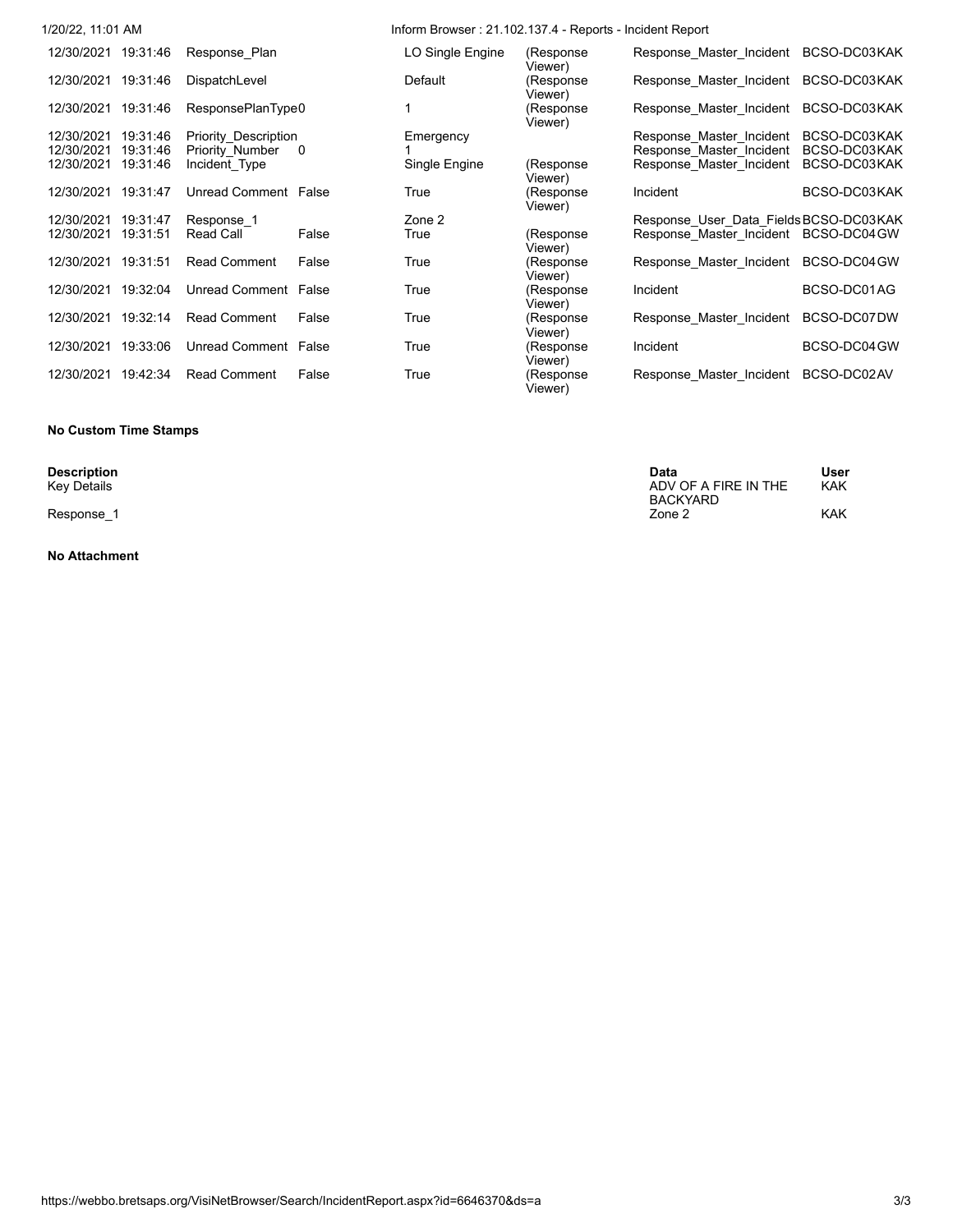| | | | | | | | |
|---|---|---|---|---|---|---|---|
| 12/30/2021 | 19:31:46 | Response_Plan | | LO Single Engine | (Response Viewer) | Response_Master_Incident | BCSO-DC03KAK |
| 12/30/2021 | 19:31:46 | DispatchLevel | | Default | (Response Viewer) | Response_Master_Incident | BCSO-DC03KAK |
| 12/30/2021 | 19:31:46 | ResponsePlanType | 0 | 1 | (Response Viewer) | Response_Master_Incident | BCSO-DC03KAK |
| 12/30/2021 | 19:31:46 | Priority_Description | | Emergency | | Response_Master_Incident | BCSO-DC03KAK |
| 12/30/2021 | 19:31:46 | Priority_Number | 0 | 1 | | Response_Master_Incident | BCSO-DC03KAK |
| 12/30/2021 | 19:31:46 | Incident_Type | | Single Engine | (Response Viewer) | Response_Master_Incident | BCSO-DC03KAK |
| 12/30/2021 | 19:31:47 | Unread Comment | False | True | (Response Viewer) | Incident | BCSO-DC03KAK |
| 12/30/2021 | 19:31:47 | Response_1 | | Zone 2 | | Response_User_Data_Fields | BCSO-DC03KAK |
| 12/30/2021 | 19:31:51 | Read Call | False | True | (Response Viewer) | Response_Master_Incident | BCSO-DC04GW |
| 12/30/2021 | 19:31:51 | Read Comment | False | True | (Response Viewer) | Response_Master_Incident | BCSO-DC04GW |
| 12/30/2021 | 19:32:04 | Unread Comment | False | True | (Response Viewer) | Incident | BCSO-DC01AG |
| 12/30/2021 | 19:32:14 | Read Comment | False | True | (Response Viewer) | Response_Master_Incident | BCSO-DC07DW |
| 12/30/2021 | 19:33:06 | Unread Comment | False | True | (Response Viewer) | Incident | BCSO-DC04GW |
| 12/30/2021 | 19:42:34 | Read Comment | False | True | (Response Viewer) | Response_Master_Incident | BCSO-DC02AV |

**No Custom Time Stamps**

| Description | Data | User |
|---|---|---|
| Key Details | ADV OF A FIRE IN THE BACKYARD | KAK |
| Response_1 | Zone 2 | KAK |

**No Attachment**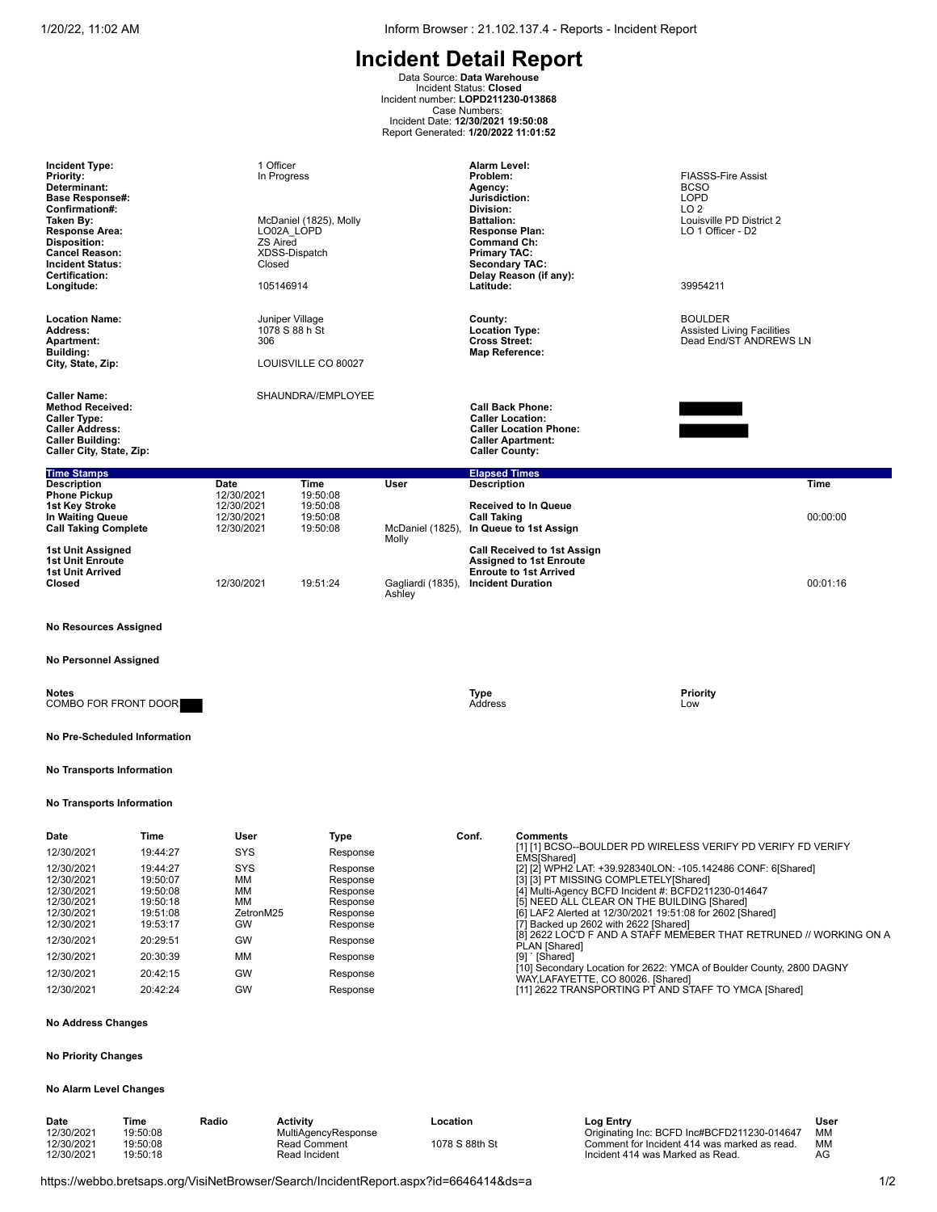# Incident Detail Report

Data Source: **Data Warehouse**
Incident Status: **Closed**
Incident number: **LOPD211230-013868**
Case Numbers:
Incident Date: **12/30/2021 19:50:08**
Report Generated: **1/20/2022 11:01:52**

| | | | |
|---|---|---|---|
| **Incident Type:** | 1 Officer | **Alarm Level:** | |
| **Priority:** | In Progress | **Problem:** | FIASSS-Fire Assist |
| **Determinant:** | | **Agency:** | BCSO |
| **Base Response#:** | | **Jurisdiction:** | LOPD |
| **Confirmation#:** | | **Division:** | LO 2 |
| **Taken By:** | McDaniel (1825), Molly | **Battalion:** | Louisville PD District 2 |
| **Response Area:** | LO02A_LOPD | **Response Plan:** | LO 1 Officer - D2 |
| **Disposition:** | ZS Aired | **Command Ch:** | |
| **Cancel Reason:** | XDSS-Dispatch | **Primary TAC:** | |
| **Incident Status:** | Closed | **Secondary TAC:** | |
| **Certification:** | | **Delay Reason (if any):** | |
| **Longitude:** | 105146914 | **Latitude:** | 39954211 |

| | | | |
|---|---|---|---|
| **Location Name:** | Juniper Village | **County:** | BOULDER |
| **Address:** | 1078 S 88 h St | **Location Type:** | Assisted Living Facilities |
| **Apartment:** | 306 | **Cross Street:** | Dead End/ST ANDREWS LN |
| **Building:** | | **Map Reference:** | |
| **City, State, Zip:** | LOUISVILLE CO 80027 | | |

| | | | |
|---|---|---|---|
| **Caller Name:** | SHAUNDRA//EMPLOYEE | | |
| **Method Received:** | | **Call Back Phone:** | [REDACTED] |
| **Caller Type:** | | **Caller Location:** | |
| **Caller Address:** | | **Caller Location Phone:** | [REDACTED] |
| **Caller Building:** | | **Caller Apartment:** | |
| **Caller City, State, Zip:** | | **Caller County:** | |

**Time Stamps**

| Description | Date | Time | User |
|---|---|---|---|
| Phone Pickup | 12/30/2021 | 19:50:08 | |
| 1st Key Stroke | 12/30/2021 | 19:50:08 | |
| In Waiting Queue | 12/30/2021 | 19:50:08 | |
| Call Taking Complete | 12/30/2021 | 19:50:08 | McDaniel (1825), Molly |
| 1st Unit Assigned | | | |
| 1st Unit Enroute | | | |
| 1st Unit Arrived | | | |
| Closed | 12/30/2021 | 19:51:24 | Gagliardi (1835), Ashley |

**Elapsed Times**

| Description | Time |
|---|---|
| Received to In Queue | |
| Call Taking | 00:00:00 |
| In Queue to 1st Assign | |
| Call Received to 1st Assign | |
| Assigned to 1st Enroute | |
| Enroute to 1st Arrived | |
| Incident Duration | 00:01:16 |

**No Resources Assigned**

**No Personnel Assigned**

| Notes | Type | Priority |
|---|---|---|
| COMBO FOR FRONT DOOR [REDACTED] | Address | Low |

**No Pre-Scheduled Information**

**No Transports Information**

**No Transports Information**

| Date | Time | User | Type | Conf. | Comments |
|---|---|---|---|---|---|
| 12/30/2021 | 19:44:27 | SYS | Response | | [1] [1] BCSO--BOULDER PD WIRELESS VERIFY PD VERIFY FD VERIFY EMS[Shared] |
| 12/30/2021 | 19:44:27 | SYS | Response | | [2] [2] WPH2 LAT: +39.928340LON: -105.142486 CONF: 6[Shared] |
| 12/30/2021 | 19:50:07 | MM | Response | | [3] [3] PT MISSING COMPLETELY[Shared] |
| 12/30/2021 | 19:50:08 | MM | Response | | [4] Multi-Agency BCFD Incident #: BCFD211230-014647 |
| 12/30/2021 | 19:50:18 | MM | Response | | [5] NEED ALL CLEAR ON THE BUILDING [Shared] |
| 12/30/2021 | 19:51:08 | ZetronM25 | Response | | [6] LAF2 Alerted at 12/30/2021 19:51:08 for 2602 [Shared] |
| 12/30/2021 | 19:53:17 | GW | Response | | [7] Backed up 2602 with 2622 [Shared] |
| 12/30/2021 | 20:29:51 | GW | Response | | [8] 2622 LOC'D F AND A STAFF MEMEBER THAT RETRUNED // WORKING ON A PLAN [Shared] |
| 12/30/2021 | 20:30:39 | MM | Response | | [9] ` [Shared] |
| 12/30/2021 | 20:42:15 | GW | Response | | [10] Secondary Location for 2622: YMCA of Boulder County, 2800 DAGNY WAY,LAFAYETTE, CO 80026. [Shared] |
| 12/30/2021 | 20:42:24 | GW | Response | | [11] 2622 TRANSPORTING PT AND STAFF TO YMCA [Shared] |

**No Address Changes**

**No Priority Changes**

**No Alarm Level Changes**

| Date | Time | Radio | Activity | Location | Log Entry | User |
|---|---|---|---|---|---|---|
| 12/30/2021 | 19:50:08 | | MultiAgencyResponse | | Originating Inc: BCFD Inc#BCFD211230-014647 | MM |
| 12/30/2021 | 19:50:08 | | Read Comment | 1078 S 88th St | Comment for Incident 414 was marked as read. | MM |
| 12/30/2021 | 19:50:18 | | Read Incident | | Incident 414 was Marked as Read. | AG |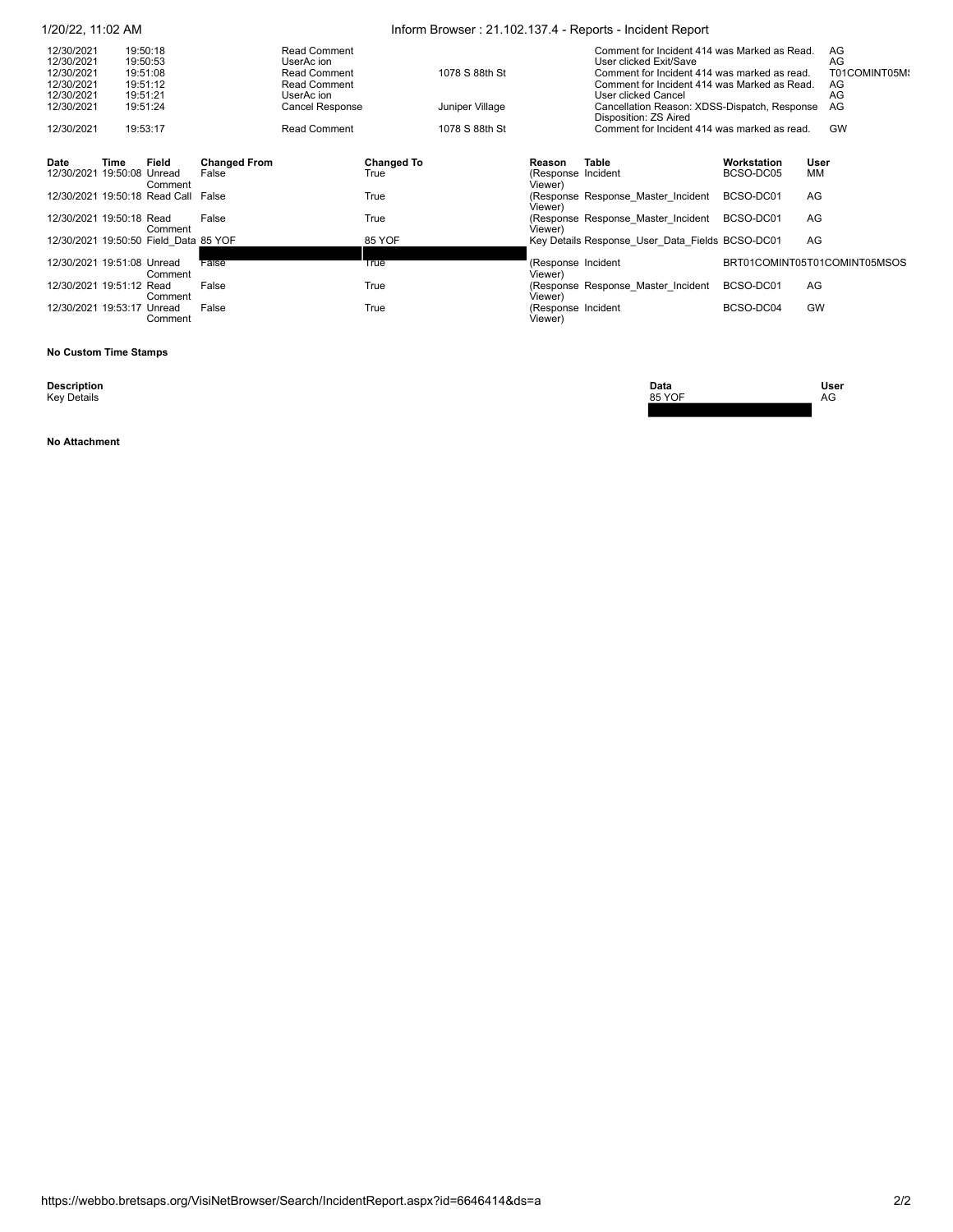| | | | | | |
|---|---|---|---|---|---|
| 12/30/2021 | 19:50:18 | Read Comment | | Comment for Incident 414 was Marked as Read. | AG |
| 12/30/2021 | 19:50:53 | UserAc ion | | User clicked Exit/Save | AG |
| 12/30/2021 | 19:51:08 | Read Comment | 1078 S 88th St | Comment for Incident 414 was marked as read. | T01COMINT05M! |
| 12/30/2021 | 19:51:12 | Read Comment | | Comment for Incident 414 was Marked as Read. | AG |
| 12/30/2021 | 19:51:21 | UserAc ion | | User clicked Cancel | AG |
| 12/30/2021 | 19:51:24 | Cancel Response | Juniper Village | Cancellation Reason: XDSS-Dispatch, Response Disposition: ZS Aired | AG |
| 12/30/2021 | 19:53:17 | Read Comment | 1078 S 88th St | Comment for Incident 414 was marked as read. | GW |

| Date | Time | Field | Changed From | Changed To | Reason | Table | Workstation | User |
|---|---|---|---|---|---|---|---|---|
| 12/30/2021 | 19:50:08 | Unread Comment | False | True | (Response Viewer) | Incident | BCSO-DC05 | MM |
| 12/30/2021 | 19:50:18 | Read Call | False | True | (Response Viewer) | Response_Master_Incident | BCSO-DC01 | AG |
| 12/30/2021 | 19:50:18 | Read Comment | False | True | (Response Viewer) | Response_Master_Incident | BCSO-DC01 | AG |
| 12/30/2021 | 19:50:50 | Field_Data | 85 YOF | 85 YOF | Key Details | Response_User_Data_Fields | BCSO-DC01 | AG |
| 12/30/2021 | 19:51:08 | Unread Comment | False | True | (Response Viewer) | Incident | BRT01COMINT05T01COMINT05MSOS | |
| 12/30/2021 | 19:51:12 | Read Comment | False | True | (Response Viewer) | Response_Master_Incident | BCSO-DC01 | AG |
| 12/30/2021 | 19:53:17 | Unread Comment | False | True | (Response Viewer) | Incident | BCSO-DC04 | GW |

**No Custom Time Stamps**

| Description | Data | User |
|---|---|---|
| Key Details | 85 YOF | AG |

**No Attachment**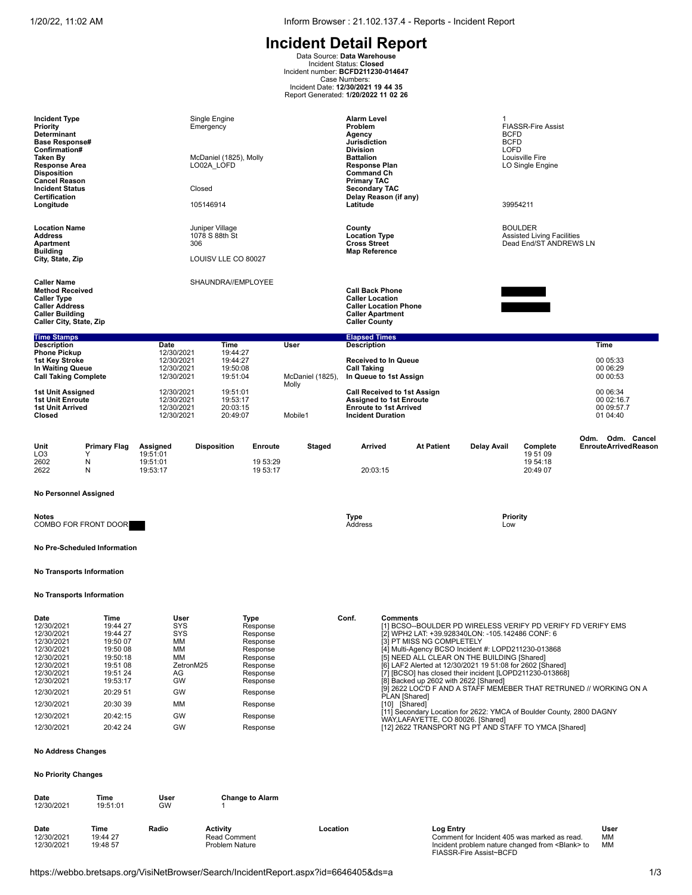# Incident Detail Report

Data Source: **Data Warehouse**
Incident Status: **Closed**
Incident number: **BCFD211230-014647**
Case Numbers:
Incident Date: **12/30/2021 19 44 35**
Report Generated: **1/20/2022 11 02 26**

| | | | |
|---|---|---|---|
| **Incident Type** | Single Engine | **Alarm Level** | 1 |
| **Priority** | Emergency | **Problem** | FIASSR-Fire Assist |
| **Determinant** | | **Agency** | BCFD |
| **Base Response#** | | **Jurisdiction** | BCFD |
| **Confirmation#** | | **Division** | LOFD |
| **Taken By** | McDaniel (1825), Molly | **Battalion** | Louisville Fire |
| **Response Area** | LO02A_LOFD | **Response Plan** | LO Single Engine |
| **Disposition** | | **Command Ch** | |
| **Cancel Reason** | | **Primary TAC** | |
| **Incident Status** | Closed | **Secondary TAC** | |
| **Certification** | | **Delay Reason (if any)** | |
| **Longitude** | 105146914 | **Latitude** | 39954211 |

| | | | |
|---|---|---|---|
| **Location Name** | Juniper Village | **County** | BOULDER |
| **Address** | 1078 S 88th St | **Location Type** | Assisted Living Facilities |
| **Apartment** | 306 | **Cross Street** | Dead End/ST ANDREWS LN |
| **Building** | | **Map Reference** | |
| **City, State, Zip** | LOUISV LLE CO 80027 | | |

| | | | |
|---|---|---|---|
| **Caller Name** | SHAUNDRA//EMPLOYEE | | |
| **Method Received** | | **Call Back Phone** | [REDACTED] |
| **Caller Type** | | **Caller Location** | |
| **Caller Address** | | **Caller Location Phone** | [REDACTED] |
| **Caller Building** | | **Caller Apartment** | |
| **Caller City, State, Zip** | | **Caller County** | |

**Time Stamps** / **Elapsed Times**

| Description | Date | Time | User | Description | Time |
|---|---|---|---|---|---|
| Phone Pickup | 12/30/2021 | 19:44:27 | | | |
| 1st Key Stroke | 12/30/2021 | 19:44:27 | | Received to In Queue | 00 05:33 |
| In Waiting Queue | 12/30/2021 | 19:50:08 | | Call Taking | 00 06:29 |
| Call Taking Complete | 12/30/2021 | 19:51:04 | McDaniel (1825), Molly | In Queue to 1st Assign | 00 00:53 |
| 1st Unit Assigned | 12/30/2021 | 19:51:01 | | Call Received to 1st Assign | 00 06:34 |
| 1st Unit Enroute | 12/30/2021 | 19:53:17 | | Assigned to 1st Enroute | 00 02:16.7 |
| 1st Unit Arrived | 12/30/2021 | 20:03:15 | | Enroute to 1st Arrived | 00 09:57.7 |
| Closed | 12/30/2021 | 20:49:07 | Mobile1 | Incident Duration | 01 04:40 |

| Unit | Primary Flag | Assigned | Disposition | Enroute | Staged | Arrived | At Patient | Delay Avail | Complete | Odm. Enroute | Odm. Arrived | Cancel Reason |
|---|---|---|---|---|---|---|---|---|---|---|---|---|
| LO3 | Y | 19:51:01 | | | | | | | 19 51 09 | | | |
| 2602 | N | 19:51:01 | | 19 53:29 | | | | | 19 54:18 | | | |
| 2622 | N | 19:53:17 | | 19 53:17 | | 20:03:15 | | | 20:49 07 | | | |

**No Personnel Assigned**

| Notes | Type | Priority |
|---|---|---|
| COMBO FOR FRONT DOOR [REDACTED] | Address | Low |

**No Pre-Scheduled Information**

**No Transports Information**

**No Transports Information**

| Date | Time | User | Type | Conf. | Comments |
|---|---|---|---|---|---|
| 12/30/2021 | 19:44 27 | SYS | Response | | [1] BCSO--BOULDER PD WIRELESS VERIFY PD VERIFY FD VERIFY EMS |
| 12/30/2021 | 19:44 27 | SYS | Response | | [2] WPH2 LAT: +39.928340LON: -105.142486 CONF: 6 |
| 12/30/2021 | 19:50 07 | MM | Response | | [3] PT MISS NG COMPLETELY |
| 12/30/2021 | 19:50 08 | MM | Response | | [4] Multi-Agency BCSO Incident #: LOPD211230-013868 |
| 12/30/2021 | 19:50:18 | MM | Response | | [5] NEED ALL CLEAR ON THE BUILDING [Shared] |
| 12/30/2021 | 19:51 08 | ZetronM25 | Response | | [6] LAF2 Alerted at 12/30/2021 19 51:08 for 2602 [Shared] |
| 12/30/2021 | 19:51 24 | AG | Response | | [7] [BCSO] has closed their incident [LOPD211230-013868] |
| 12/30/2021 | 19:53:17 | GW | Response | | [8] Backed up 2602 with 2622 [Shared] |
| 12/30/2021 | 20:29 51 | GW | Response | | [9] 2622 LOC'D F AND A STAFF MEMEBER THAT RETRUNED // WORKING ON A PLAN [Shared] |
| 12/30/2021 | 20:30 39 | MM | Response | | [10] [Shared] |
| 12/30/2021 | 20:42:15 | GW | Response | | [11] Secondary Location for 2622: YMCA of Boulder County, 2800 DAGNY WAY,LAFAYETTE, CO 80026. [Shared] |
| 12/30/2021 | 20:42 24 | GW | Response | | [12] 2622 TRANSPORT NG PT AND STAFF TO YMCA [Shared] |

**No Address Changes**

**No Priority Changes**

| Date | Time | User | Change to Alarm |
|---|---|---|---|
| 12/30/2021 | 19:51:01 | GW | 1 |

| Date | Time | Radio | Activity | Location | Log Entry | User |
|---|---|---|---|---|---|---|
| 12/30/2021 | 19:44 27 | | Read Comment | | Comment for Incident 405 was marked as read. | MM |
| 12/30/2021 | 19:48 57 | | Problem Nature | | Incident problem nature changed from <Blank> to FIASSR-Fire Assist~BCFD | MM |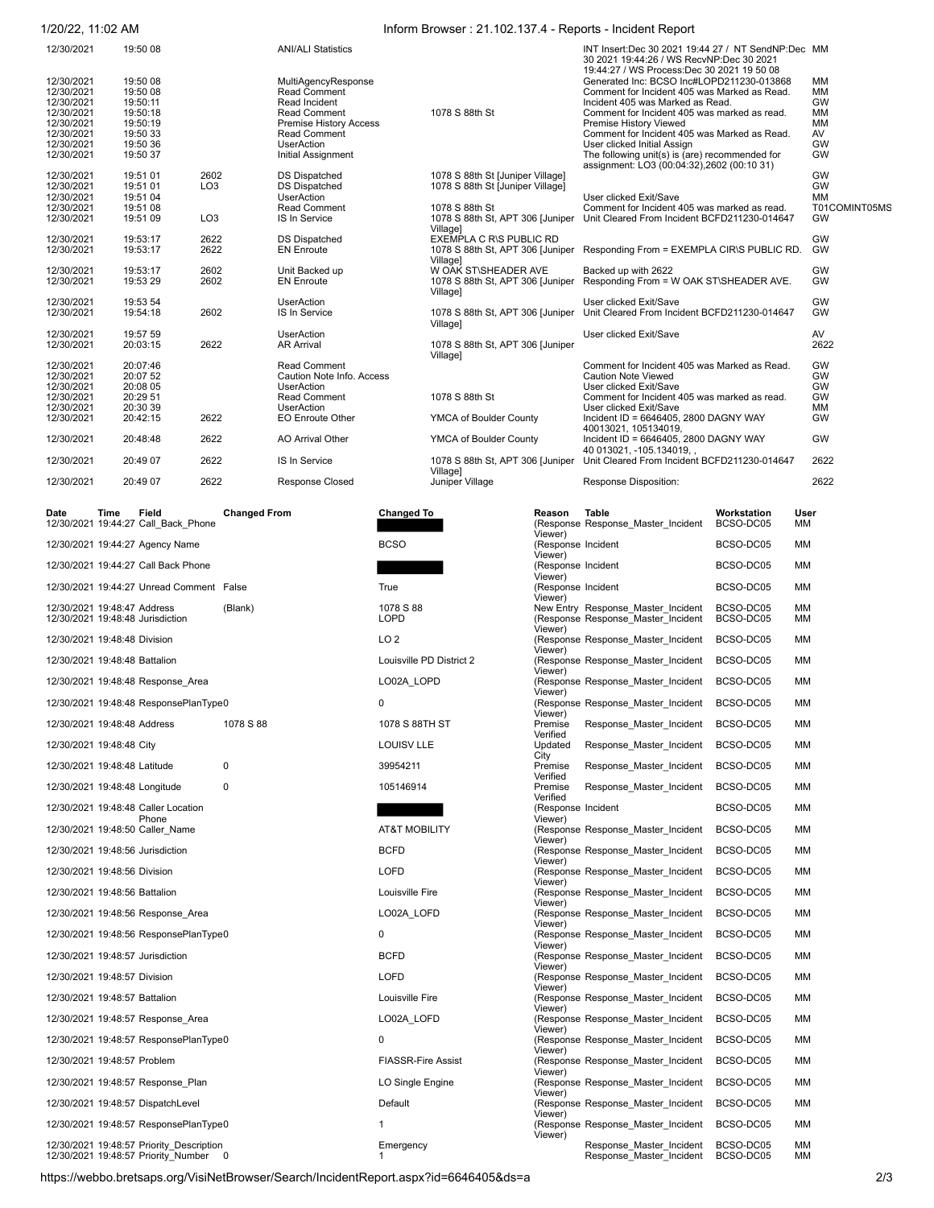| | | | | | | |
|---|---|---|---|---|---|---|
| 12/30/2021 | 19:50 08 | | ANI/ALI Statistics | | INT Insert:Dec 30 2021 19:44 27 / NT SendNP:Dec 30 2021 19:44:26 / WS RecvNP:Dec 30 2021 19:44:27 / WS Process:Dec 30 2021 19 50 08 | MM |
| 12/30/2021 | 19:50 08 | | MultiAgencyResponse | | Generated Inc: BCSO Inc#LOPD211230-013868 | MM |
| 12/30/2021 | 19:50 08 | | Read Comment | | Comment for Incident 405 was Marked as Read. | MM |
| 12/30/2021 | 19:50:11 | | Read Incident | | Incident 405 was Marked as Read. | GW |
| 12/30/2021 | 19:50:18 | | Read Comment | 1078 S 88th St | Comment for Incident 405 was marked as read. | MM |
| 12/30/2021 | 19:50:19 | | Premise History Access | | Premise History Viewed | MM |
| 12/30/2021 | 19:50 33 | | Read Comment | | Comment for Incident 405 was Marked as Read. | AV |
| 12/30/2021 | 19:50 36 | | UserAction | | User clicked Initial Assign | GW |
| 12/30/2021 | 19:50 37 | | Initial Assignment | | The following unit(s) is (are) recommended for assignment: LO3 (00:04:32),2602 (00:10 31) | GW |
| 12/30/2021 | 19:51 01 | 2602 | DS Dispatched | 1078 S 88th St [Juniper Village] | | GW |
| 12/30/2021 | 19:51 01 | LO3 | DS Dispatched | 1078 S 88th St [Juniper Village] | | GW |
| 12/30/2021 | 19:51 04 | | UserAction | | User clicked Exit/Save | MM |
| 12/30/2021 | 19:51 08 | | Read Comment | 1078 S 88th St | Comment for Incident 405 was marked as read. | T01COMINT05MS |
| 12/30/2021 | 19:51 09 | LO3 | IS In Service | 1078 S 88th St, APT 306 [Juniper Village] | Unit Cleared From Incident BCFD211230-014647 | GW |
| 12/30/2021 | 19:53:17 | 2622 | DS Dispatched | EXEMPLA C R\S PUBLIC RD | | GW |
| 12/30/2021 | 19:53:17 | 2622 | EN Enroute | 1078 S 88th St, APT 306 [Juniper Village] | Responding From = EXEMPLA CIR\S PUBLIC RD. | GW |
| 12/30/2021 | 19:53:17 | 2602 | Unit Backed up | W OAK ST\SHEADER AVE | Backed up with 2622 | GW |
| 12/30/2021 | 19:53 29 | 2602 | EN Enroute | 1078 S 88th St, APT 306 [Juniper Village] | Responding From = W OAK ST\SHEADER AVE. | GW |
| 12/30/2021 | 19:53 54 | | UserAction | | User clicked Exit/Save | GW |
| 12/30/2021 | 19:54:18 | 2602 | IS In Service | 1078 S 88th St, APT 306 [Juniper Village] | Unit Cleared From Incident BCFD211230-014647 | GW |
| 12/30/2021 | 19:57 59 | | UserAction | | User clicked Exit/Save | AV |
| 12/30/2021 | 20:03:15 | 2622 | AR Arrival | 1078 S 88th St, APT 306 [Juniper Village] | | 2622 |
| 12/30/2021 | 20:07:46 | | Read Comment | | Comment for Incident 405 was Marked as Read. | GW |
| 12/30/2021 | 20:07 52 | | Caution Note Info. Access | | Caution Note Viewed | GW |
| 12/30/2021 | 20:08 05 | | UserAction | | User clicked Exit/Save | GW |
| 12/30/2021 | 20:29 51 | | Read Comment | 1078 S 88th St | Comment for Incident 405 was marked as read. | GW |
| 12/30/2021 | 20:30 39 | | UserAction | | User clicked Exit/Save | MM |
| 12/30/2021 | 20:42:15 | 2622 | EO Enroute Other | YMCA of Boulder County | Incident ID = 6646405, 2800 DAGNY WAY 40013021, 105134019, | GW |
| 12/30/2021 | 20:48:48 | 2622 | AO Arrival Other | YMCA of Boulder County | Incident ID = 6646405, 2800 DAGNY WAY 40 013021, -105.134019, , | GW |
| 12/30/2021 | 20:49 07 | 2622 | IS In Service | 1078 S 88th St, APT 306 [Juniper Village] | Unit Cleared From Incident BCFD211230-014647 | 2622 |
| 12/30/2021 | 20:49 07 | 2622 | Response Closed | Juniper Village | Response Disposition: | 2622 |

| Date | Time | Field | Changed From | Changed To | Reason | Table | Workstation | User |
|---|---|---|---|---|---|---|---|---|
| 12/30/2021 | 19:44:27 | Call_Back_Phone | | [REDACTED] | (Response Viewer) | Response_Master_Incident | BCSO-DC05 | MM |
| 12/30/2021 | 19:44:27 | Agency Name | | BCSO | (Response Viewer) | Incident | BCSO-DC05 | MM |
| 12/30/2021 | 19:44:27 | Call Back Phone | | [REDACTED] | (Response Viewer) | Incident | BCSO-DC05 | MM |
| 12/30/2021 | 19:44:27 | Unread Comment | False | True | (Response Viewer) | Incident | BCSO-DC05 | MM |
| 12/30/2021 | 19:48:47 | Address | (Blank) | 1078 S 88 | New Entry | Response_Master_Incident | BCSO-DC05 | MM |
| 12/30/2021 | 19:48:48 | Jurisdiction | | LOPD | (Response Viewer) | Response_Master_Incident | BCSO-DC05 | MM |
| 12/30/2021 | 19:48:48 | Division | | LO 2 | (Response Viewer) | Response_Master_Incident | BCSO-DC05 | MM |
| 12/30/2021 | 19:48:48 | Battalion | | Louisville PD District 2 | (Response Viewer) | Response_Master_Incident | BCSO-DC05 | MM |
| 12/30/2021 | 19:48:48 | Response_Area | | LO02A_LOPD | (Response Viewer) | Response_Master_Incident | BCSO-DC05 | MM |
| 12/30/2021 | 19:48:48 | ResponsePlanType | 0 | 0 | (Response Viewer) | Response_Master_Incident | BCSO-DC05 | MM |
| 12/30/2021 | 19:48:48 | Address | 1078 S 88 | 1078 S 88TH ST | Premise Verified | Response_Master_Incident | BCSO-DC05 | MM |
| 12/30/2021 | 19:48:48 | City | | LOUISV LLE | Updated City | Response_Master_Incident | BCSO-DC05 | MM |
| 12/30/2021 | 19:48:48 | Latitude | 0 | 39954211 | Premise Verified | Response_Master_Incident | BCSO-DC05 | MM |
| 12/30/2021 | 19:48:48 | Longitude | 0 | 105146914 | Premise Verified | Response_Master_Incident | BCSO-DC05 | MM |
| 12/30/2021 | 19:48:48 | Caller Location Phone | | [REDACTED] | (Response Viewer) | Incident | BCSO-DC05 | MM |
| 12/30/2021 | 19:48:50 | Caller_Name | | AT&T MOBILITY | (Response Viewer) | Response_Master_Incident | BCSO-DC05 | MM |
| 12/30/2021 | 19:48:56 | Jurisdiction | | BCFD | (Response Viewer) | Response_Master_Incident | BCSO-DC05 | MM |
| 12/30/2021 | 19:48:56 | Division | | LOFD | (Response Viewer) | Response_Master_Incident | BCSO-DC05 | MM |
| 12/30/2021 | 19:48:56 | Battalion | | Louisville Fire | (Response Viewer) | Response_Master_Incident | BCSO-DC05 | MM |
| 12/30/2021 | 19:48:56 | Response_Area | | LO02A_LOFD | (Response Viewer) | Response_Master_Incident | BCSO-DC05 | MM |
| 12/30/2021 | 19:48:56 | ResponsePlanType | 0 | 0 | (Response Viewer) | Response_Master_Incident | BCSO-DC05 | MM |
| 12/30/2021 | 19:48:57 | Jurisdiction | | BCFD | (Response Viewer) | Response_Master_Incident | BCSO-DC05 | MM |
| 12/30/2021 | 19:48:57 | Division | | LOFD | (Response Viewer) | Response_Master_Incident | BCSO-DC05 | MM |
| 12/30/2021 | 19:48:57 | Battalion | | Louisville Fire | (Response Viewer) | Response_Master_Incident | BCSO-DC05 | MM |
| 12/30/2021 | 19:48:57 | Response_Area | | LO02A_LOFD | (Response Viewer) | Response_Master_Incident | BCSO-DC05 | MM |
| 12/30/2021 | 19:48:57 | ResponsePlanType | 0 | 0 | (Response Viewer) | Response_Master_Incident | BCSO-DC05 | MM |
| 12/30/2021 | 19:48:57 | Problem | | FIASSR-Fire Assist | (Response Viewer) | Response_Master_Incident | BCSO-DC05 | MM |
| 12/30/2021 | 19:48:57 | Response_Plan | | LO Single Engine | (Response Viewer) | Response_Master_Incident | BCSO-DC05 | MM |
| 12/30/2021 | 19:48:57 | DispatchLevel | | Default | (Response Viewer) | Response_Master_Incident | BCSO-DC05 | MM |
| 12/30/2021 | 19:48:57 | ResponsePlanType | 0 | 1 | (Response Viewer) | Response_Master_Incident | BCSO-DC05 | MM |
| 12/30/2021 | 19:48:57 | Priority_Description | | Emergency | | Response_Master_Incident | BCSO-DC05 | MM |
| 12/30/2021 | 19:48:57 | Priority_Number | 0 | 1 | | Response_Master_Incident | BCSO-DC05 | MM |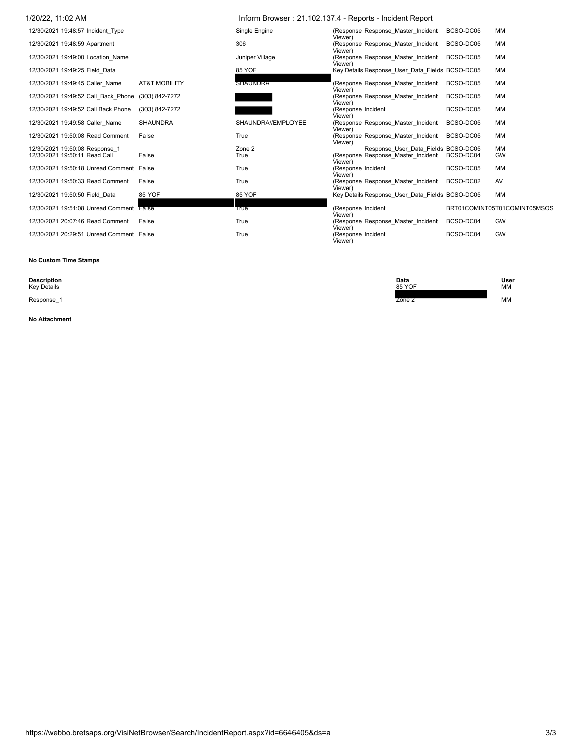| | | | | | |
|---|---|---|---|---|---|
| 12/30/2021 19:48:57 Incident_Type | | Single Engine | (Response Response_Master_Incident Viewer) | BCSO-DC05 | MM |
| 12/30/2021 19:48:59 Apartment | | 306 | (Response Response_Master_Incident Viewer) | BCSO-DC05 | MM |
| 12/30/2021 19:49:00 Location_Name | | Juniper Village | (Response Response_Master_Incident Viewer) | BCSO-DC05 | MM |
| 12/30/2021 19:49:25 Field_Data | | 85 YOF | Key Details Response_User_Data_Fields | BCSO-DC05 | MM |
| 12/30/2021 19:49:45 Caller_Name | AT&T MOBILITY | SHAUNDRA | (Response Response_Master_Incident Viewer) | BCSO-DC05 | MM |
| 12/30/2021 19:49:52 Call_Back_Phone | (303) 842-7272 | | (Response Response_Master_Incident Viewer) | BCSO-DC05 | MM |
| 12/30/2021 19:49:52 Call Back Phone | (303) 842-7272 | | (Response Incident Viewer) | BCSO-DC05 | MM |
| 12/30/2021 19:49:58 Caller_Name | SHAUNDRA | SHAUNDRA//EMPLOYEE | (Response Response_Master_Incident Viewer) | BCSO-DC05 | MM |
| 12/30/2021 19:50:08 Read Comment | False | True | (Response Response_Master_Incident Viewer) | BCSO-DC05 | MM |
| 12/30/2021 19:50:08 Response_1 | | Zone 2 | Response_User_Data_Fields | BCSO-DC05 | MM |
| 12/30/2021 19:50:11 Read Call | False | True | (Response Response_Master_Incident Viewer) | BCSO-DC04 | GW |
| 12/30/2021 19:50:18 Unread Comment | False | True | (Response Incident Viewer) | BCSO-DC05 | MM |
| 12/30/2021 19:50:33 Read Comment | False | True | (Response Response_Master_Incident Viewer) | BCSO-DC02 | AV |
| 12/30/2021 19:50:50 Field_Data | 85 YOF | 85 YOF | Key Details Response_User_Data_Fields | BCSO-DC05 | MM |
| 12/30/2021 19:51:08 Unread Comment | False | True | (Response Incident Viewer) | BRT01COMINT05T01COMINT05MSOS | |
| 12/30/2021 20:07:46 Read Comment | False | True | (Response Response_Master_Incident Viewer) | BCSO-DC04 | GW |
| 12/30/2021 20:29:51 Unread Comment | False | True | (Response Incident Viewer) | BCSO-DC04 | GW |

**No Custom Time Stamps**

| Description | Data | User |
|---|---|---|
| Key Details | 85 YOF | MM |
| Response_1 | Zone 2 | MM |

**No Attachment**